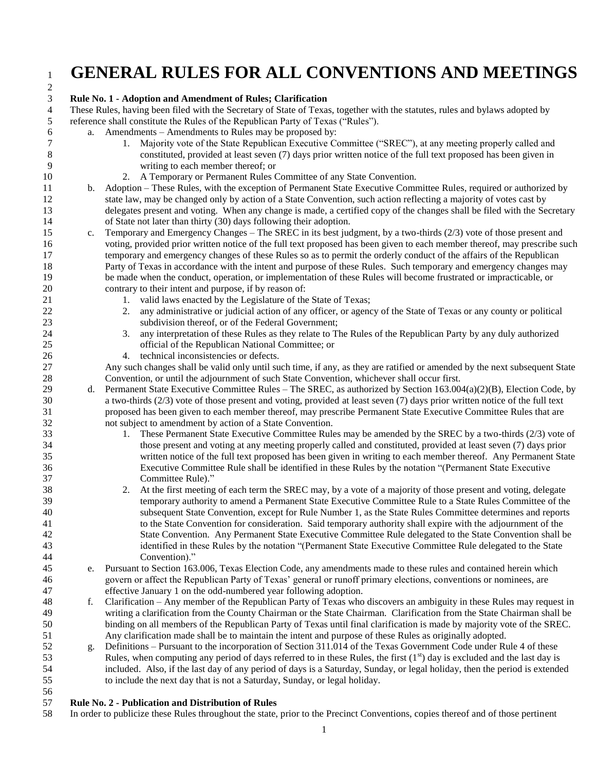# GENERAL RULES FOR ALL CONVENTIONS AND MEETINGS

**Rule No. 1 - Adoption and Amendment of Rules; Clarification**

These Rules, having been filed with the Secretary of State of Texas, together with the statutes, rules and bylaws adopted by reference shall constitute the Rules of the Republican Party of Texas ("Rules").

a. Amendments – Amendments to Rules may be proposed by:
   1. Majority vote of the State Republican Executive Committee ("SREC"), at any meeting properly called and constituted, provided at least seven (7) days prior written notice of the full text proposed has been given in writing to each member thereof; or
   2. A Temporary or Permanent Rules Committee of any State Convention.

b. Adoption – These Rules, with the exception of Permanent State Executive Committee Rules, required or authorized by state law, may be changed only by action of a State Convention, such action reflecting a majority of votes cast by delegates present and voting. When any change is made, a certified copy of the changes shall be filed with the Secretary of State not later than thirty (30) days following their adoption.

c. Temporary and Emergency Changes – The SREC in its best judgment, by a two-thirds (2/3) vote of those present and voting, provided prior written notice of the full text proposed has been given to each member thereof, may prescribe such temporary and emergency changes of these Rules so as to permit the orderly conduct of the affairs of the Republican Party of Texas in accordance with the intent and purpose of these Rules. Such temporary and emergency changes may be made when the conduct, operation, or implementation of these Rules will become frustrated or impracticable, or contrary to their intent and purpose, if by reason of:
   1. valid laws enacted by the Legislature of the State of Texas;
   2. any administrative or judicial action of any officer, or agency of the State of Texas or any county or political subdivision thereof, or of the Federal Government;
   3. any interpretation of these Rules as they relate to The Rules of the Republican Party by any duly authorized official of the Republican National Committee; or
   4. technical inconsistencies or defects.

   Any such changes shall be valid only until such time, if any, as they are ratified or amended by the next subsequent State Convention, or until the adjournment of such State Convention, whichever shall occur first.

d. Permanent State Executive Committee Rules – The SREC, as authorized by Section 163.004(a)(2)(B), Election Code, by a two-thirds (2/3) vote of those present and voting, provided at least seven (7) days prior written notice of the full text proposed has been given to each member thereof, may prescribe Permanent State Executive Committee Rules that are not subject to amendment by action of a State Convention.
   1. These Permanent State Executive Committee Rules may be amended by the SREC by a two-thirds (2/3) vote of those present and voting at any meeting properly called and constituted, provided at least seven (7) days prior written notice of the full text proposed has been given in writing to each member thereof. Any Permanent State Executive Committee Rule shall be identified in these Rules by the notation "(Permanent State Executive Committee Rule)."
   2. At the first meeting of each term the SREC may, by a vote of a majority of those present and voting, delegate temporary authority to amend a Permanent State Executive Committee Rule to a State Rules Committee of the subsequent State Convention, except for Rule Number 1, as the State Rules Committee determines and reports to the State Convention for consideration. Said temporary authority shall expire with the adjournment of the State Convention. Any Permanent State Executive Committee Rule delegated to the State Convention shall be identified in these Rules by the notation "(Permanent State Executive Committee Rule delegated to the State Convention)."

e. Pursuant to Section 163.006, Texas Election Code, any amendments made to these rules and contained herein which govern or affect the Republican Party of Texas' general or runoff primary elections, conventions or nominees, are effective January 1 on the odd-numbered year following adoption.

f. Clarification – Any member of the Republican Party of Texas who discovers an ambiguity in these Rules may request in writing a clarification from the County Chairman or the State Chairman. Clarification from the State Chairman shall be binding on all members of the Republican Party of Texas until final clarification is made by majority vote of the SREC. Any clarification made shall be to maintain the intent and purpose of these Rules as originally adopted.

g. Definitions – Pursuant to the incorporation of Section 311.014 of the Texas Government Code under Rule 4 of these Rules, when computing any period of days referred to in these Rules, the first (1st) day is excluded and the last day is included. Also, if the last day of any period of days is a Saturday, Sunday, or legal holiday, then the period is extended to include the next day that is not a Saturday, Sunday, or legal holiday.

**Rule No. 2 - Publication and Distribution of Rules**

In order to publicize these Rules throughout the state, prior to the Precinct Conventions, copies thereof and of those pertinent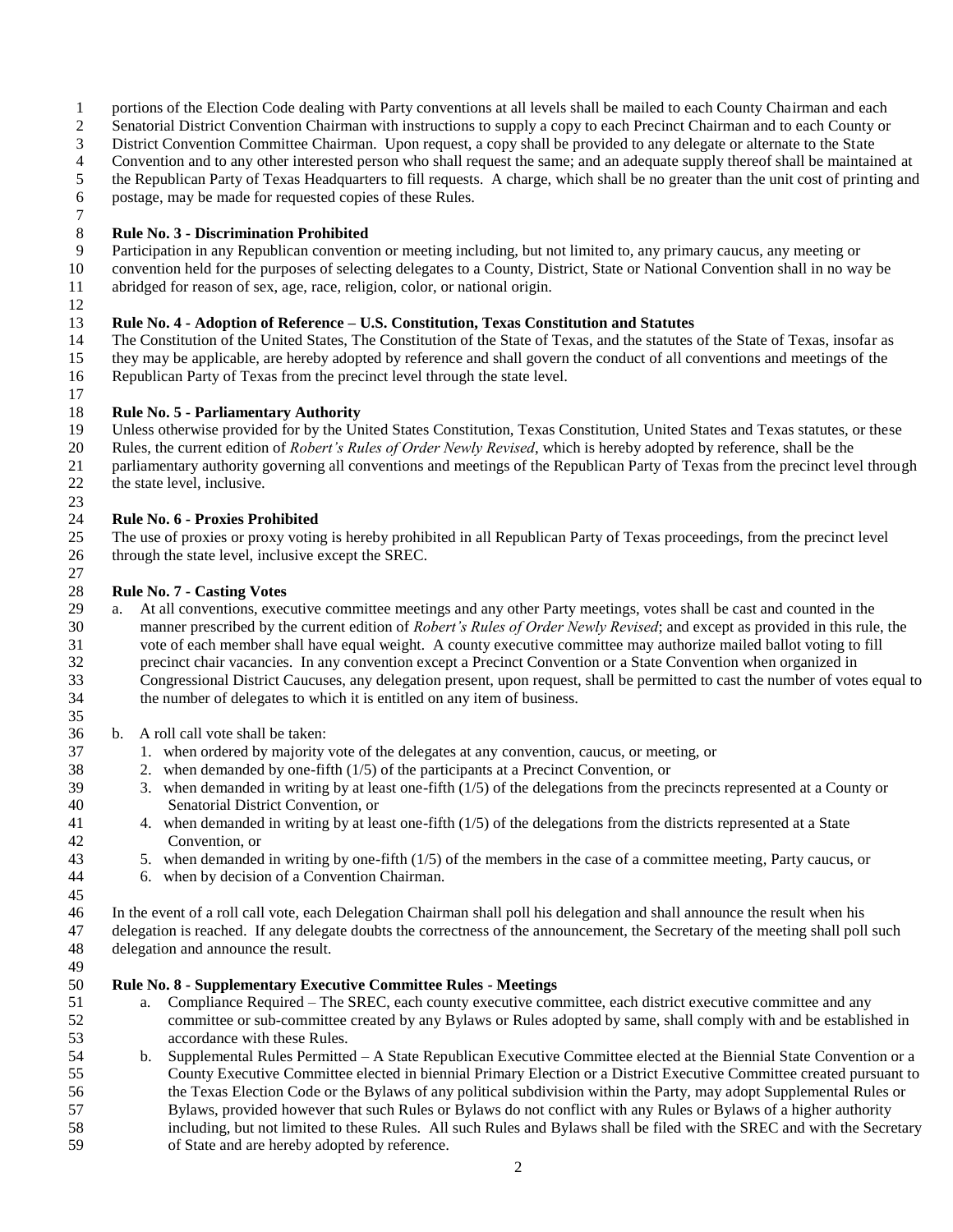portions of the Election Code dealing with Party conventions at all levels shall be mailed to each County Chairman and each Senatorial District Convention Chairman with instructions to supply a copy to each Precinct Chairman and to each County or District Convention Committee Chairman. Upon request, a copy shall be provided to any delegate or alternate to the State Convention and to any other interested person who shall request the same; and an adequate supply thereof shall be maintained at the Republican Party of Texas Headquarters to fill requests. A charge, which shall be no greater than the unit cost of printing and postage, may be made for requested copies of these Rules.

**Rule No. 3 - Discrimination Prohibited**
Participation in any Republican convention or meeting including, but not limited to, any primary caucus, any meeting or convention held for the purposes of selecting delegates to a County, District, State or National Convention shall in no way be abridged for reason of sex, age, race, religion, color, or national origin.

**Rule No. 4 - Adoption of Reference – U.S. Constitution, Texas Constitution and Statutes**
The Constitution of the United States, The Constitution of the State of Texas, and the statutes of the State of Texas, insofar as they may be applicable, are hereby adopted by reference and shall govern the conduct of all conventions and meetings of the Republican Party of Texas from the precinct level through the state level.

**Rule No. 5 - Parliamentary Authority**
Unless otherwise provided for by the United States Constitution, Texas Constitution, United States and Texas statutes, or these Rules, the current edition of *Robert's Rules of Order Newly Revised*, which is hereby adopted by reference, shall be the parliamentary authority governing all conventions and meetings of the Republican Party of Texas from the precinct level through the state level, inclusive.

**Rule No. 6 - Proxies Prohibited**
The use of proxies or proxy voting is hereby prohibited in all Republican Party of Texas proceedings, from the precinct level through the state level, inclusive except the SREC.

**Rule No. 7 - Casting Votes**

a. At all conventions, executive committee meetings and any other Party meetings, votes shall be cast and counted in the manner prescribed by the current edition of *Robert's Rules of Order Newly Revised*; and except as provided in this rule, the vote of each member shall have equal weight. A county executive committee may authorize mailed ballot voting to fill precinct chair vacancies. In any convention except a Precinct Convention or a State Convention when organized in Congressional District Caucuses, any delegation present, upon request, shall be permitted to cast the number of votes equal to the number of delegates to which it is entitled on any item of business.

b. A roll call vote shall be taken:
   1. when ordered by majority vote of the delegates at any convention, caucus, or meeting, or
   2. when demanded by one-fifth (1/5) of the participants at a Precinct Convention, or
   3. when demanded in writing by at least one-fifth (1/5) of the delegations from the precincts represented at a County or Senatorial District Convention, or
   4. when demanded in writing by at least one-fifth (1/5) of the delegations from the districts represented at a State Convention, or
   5. when demanded in writing by one-fifth (1/5) of the members in the case of a committee meeting, Party caucus, or
   6. when by decision of a Convention Chairman.

In the event of a roll call vote, each Delegation Chairman shall poll his delegation and shall announce the result when his delegation is reached. If any delegate doubts the correctness of the announcement, the Secretary of the meeting shall poll such delegation and announce the result.

**Rule No. 8 - Supplementary Executive Committee Rules - Meetings**

a. Compliance Required – The SREC, each county executive committee, each district executive committee and any committee or sub-committee created by any Bylaws or Rules adopted by same, shall comply with and be established in accordance with these Rules.
b. Supplemental Rules Permitted – A State Republican Executive Committee elected at the Biennial State Convention or a County Executive Committee elected in biennial Primary Election or a District Executive Committee created pursuant to the Texas Election Code or the Bylaws of any political subdivision within the Party, may adopt Supplemental Rules or Bylaws, provided however that such Rules or Bylaws do not conflict with any Rules or Bylaws of a higher authority including, but not limited to these Rules. All such Rules and Bylaws shall be filed with the SREC and with the Secretary of State and are hereby adopted by reference.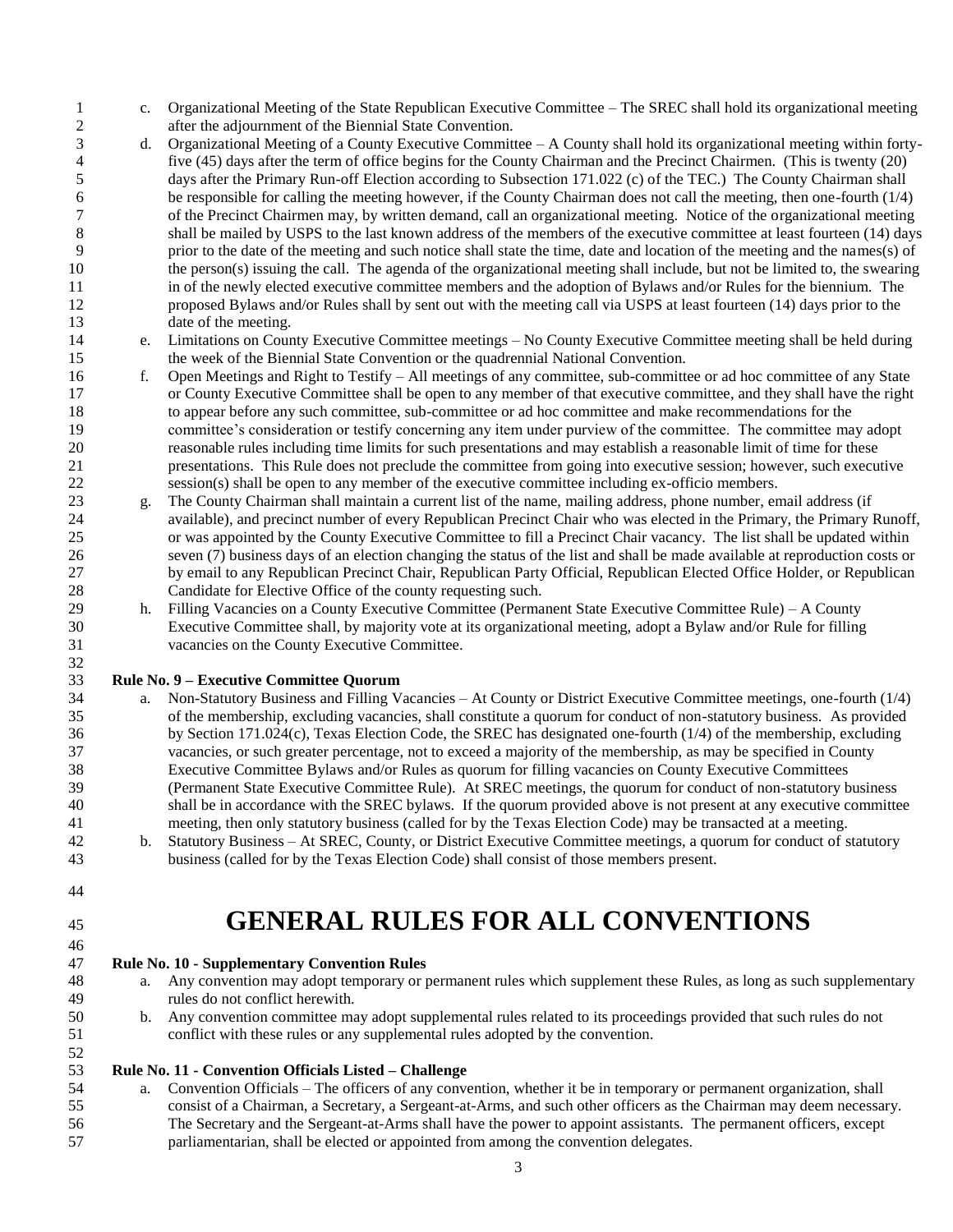c. Organizational Meeting of the State Republican Executive Committee – The SREC shall hold its organizational meeting after the adjournment of the Biennial State Convention.

d. Organizational Meeting of a County Executive Committee – A County shall hold its organizational meeting within forty-five (45) days after the term of office begins for the County Chairman and the Precinct Chairmen. (This is twenty (20) days after the Primary Run-off Election according to Subsection 171.022 (c) of the TEC.) The County Chairman shall be responsible for calling the meeting however, if the County Chairman does not call the meeting, then one-fourth (1/4) of the Precinct Chairmen may, by written demand, call an organizational meeting. Notice of the organizational meeting shall be mailed by USPS to the last known address of the members of the executive committee at least fourteen (14) days prior to the date of the meeting and such notice shall state the time, date and location of the meeting and the names(s) of the person(s) issuing the call. The agenda of the organizational meeting shall include, but not be limited to, the swearing in of the newly elected executive committee members and the adoption of Bylaws and/or Rules for the biennium. The proposed Bylaws and/or Rules shall by sent out with the meeting call via USPS at least fourteen (14) days prior to the date of the meeting.

e. Limitations on County Executive Committee meetings – No County Executive Committee meeting shall be held during the week of the Biennial State Convention or the quadrennial National Convention.

f. Open Meetings and Right to Testify – All meetings of any committee, sub-committee or ad hoc committee of any State or County Executive Committee shall be open to any member of that executive committee, and they shall have the right to appear before any such committee, sub-committee or ad hoc committee and make recommendations for the committee's consideration or testify concerning any item under purview of the committee. The committee may adopt reasonable rules including time limits for such presentations and may establish a reasonable limit of time for these presentations. This Rule does not preclude the committee from going into executive session; however, such executive session(s) shall be open to any member of the executive committee including ex-officio members.

g. The County Chairman shall maintain a current list of the name, mailing address, phone number, email address (if available), and precinct number of every Republican Precinct Chair who was elected in the Primary, the Primary Runoff, or was appointed by the County Executive Committee to fill a Precinct Chair vacancy. The list shall be updated within seven (7) business days of an election changing the status of the list and shall be made available at reproduction costs or by email to any Republican Precinct Chair, Republican Party Official, Republican Elected Office Holder, or Republican Candidate for Elective Office of the county requesting such.

h. Filling Vacancies on a County Executive Committee (Permanent State Executive Committee Rule) – A County Executive Committee shall, by majority vote at its organizational meeting, adopt a Bylaw and/or Rule for filling vacancies on the County Executive Committee.

**Rule No. 9 – Executive Committee Quorum**

a. Non-Statutory Business and Filling Vacancies – At County or District Executive Committee meetings, one-fourth (1/4) of the membership, excluding vacancies, shall constitute a quorum for conduct of non-statutory business. As provided by Section 171.024(c), Texas Election Code, the SREC has designated one-fourth (1/4) of the membership, excluding vacancies, or such greater percentage, not to exceed a majority of the membership, as may be specified in County Executive Committee Bylaws and/or Rules as quorum for filling vacancies on County Executive Committees (Permanent State Executive Committee Rule). At SREC meetings, the quorum for conduct of non-statutory business shall be in accordance with the SREC bylaws. If the quorum provided above is not present at any executive committee meeting, then only statutory business (called for by the Texas Election Code) may be transacted at a meeting.

b. Statutory Business – At SREC, County, or District Executive Committee meetings, a quorum for conduct of statutory business (called for by the Texas Election Code) shall consist of those members present.

# GENERAL RULES FOR ALL CONVENTIONS

**Rule No. 10 - Supplementary Convention Rules**

a. Any convention may adopt temporary or permanent rules which supplement these Rules, as long as such supplementary rules do not conflict herewith.

b. Any convention committee may adopt supplemental rules related to its proceedings provided that such rules do not conflict with these rules or any supplemental rules adopted by the convention.

**Rule No. 11 - Convention Officials Listed – Challenge**

a. Convention Officials – The officers of any convention, whether it be in temporary or permanent organization, shall consist of a Chairman, a Secretary, a Sergeant-at-Arms, and such other officers as the Chairman may deem necessary. The Secretary and the Sergeant-at-Arms shall have the power to appoint assistants. The permanent officers, except parliamentarian, shall be elected or appointed from among the convention delegates.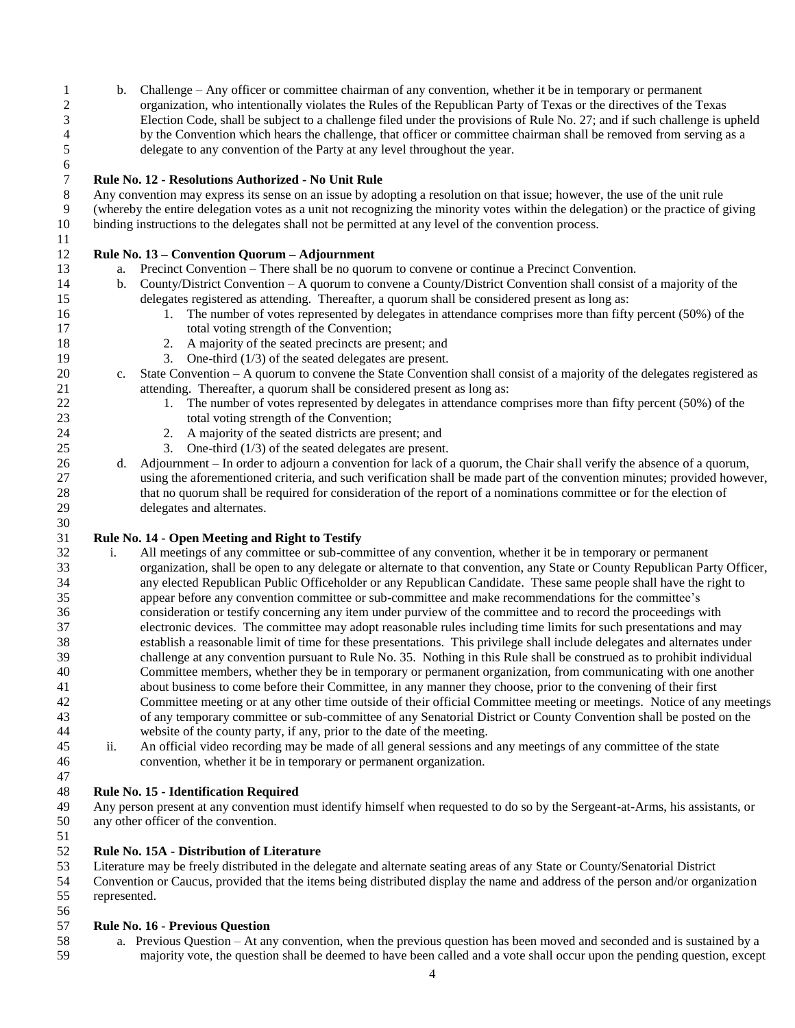b. Challenge – Any officer or committee chairman of any convention, whether it be in temporary or permanent organization, who intentionally violates the Rules of the Republican Party of Texas or the directives of the Texas Election Code, shall be subject to a challenge filed under the provisions of Rule No. 27; and if such challenge is upheld by the Convention which hears the challenge, that officer or committee chairman shall be removed from serving as a delegate to any convention of the Party at any level throughout the year.

**Rule No. 12 - Resolutions Authorized - No Unit Rule**

Any convention may express its sense on an issue by adopting a resolution on that issue; however, the use of the unit rule (whereby the entire delegation votes as a unit not recognizing the minority votes within the delegation) or the practice of giving binding instructions to the delegates shall not be permitted at any level of the convention process.

**Rule No. 13 – Convention Quorum – Adjournment**

a. Precinct Convention – There shall be no quorum to convene or continue a Precinct Convention.

b. County/District Convention – A quorum to convene a County/District Convention shall consist of a majority of the delegates registered as attending. Thereafter, a quorum shall be considered present as long as:
   1. The number of votes represented by delegates in attendance comprises more than fifty percent (50%) of the total voting strength of the Convention;
   2. A majority of the seated precincts are present; and
   3. One-third (1/3) of the seated delegates are present.

c. State Convention – A quorum to convene the State Convention shall consist of a majority of the delegates registered as attending. Thereafter, a quorum shall be considered present as long as:
   1. The number of votes represented by delegates in attendance comprises more than fifty percent (50%) of the total voting strength of the Convention;
   2. A majority of the seated districts are present; and
   3. One-third (1/3) of the seated delegates are present.

d. Adjournment – In order to adjourn a convention for lack of a quorum, the Chair shall verify the absence of a quorum, using the aforementioned criteria, and such verification shall be made part of the convention minutes; provided however, that no quorum shall be required for consideration of the report of a nominations committee or for the election of delegates and alternates.

**Rule No. 14 - Open Meeting and Right to Testify**

i. All meetings of any committee or sub-committee of any convention, whether it be in temporary or permanent organization, shall be open to any delegate or alternate to that convention, any State or County Republican Party Officer, any elected Republican Public Officeholder or any Republican Candidate. These same people shall have the right to appear before any convention committee or sub-committee and make recommendations for the committee's consideration or testify concerning any item under purview of the committee and to record the proceedings with electronic devices. The committee may adopt reasonable rules including time limits for such presentations and may establish a reasonable limit of time for these presentations. This privilege shall include delegates and alternates under challenge at any convention pursuant to Rule No. 35. Nothing in this Rule shall be construed as to prohibit individual Committee members, whether they be in temporary or permanent organization, from communicating with one another about business to come before their Committee, in any manner they choose, prior to the convening of their first Committee meeting or at any other time outside of their official Committee meeting or meetings. Notice of any meetings of any temporary committee or sub-committee of any Senatorial District or County Convention shall be posted on the website of the county party, if any, prior to the date of the meeting.

ii. An official video recording may be made of all general sessions and any meetings of any committee of the state convention, whether it be in temporary or permanent organization.

**Rule No. 15 - Identification Required**

Any person present at any convention must identify himself when requested to do so by the Sergeant-at-Arms, his assistants, or any other officer of the convention.

**Rule No. 15A - Distribution of Literature**

Literature may be freely distributed in the delegate and alternate seating areas of any State or County/Senatorial District Convention or Caucus, provided that the items being distributed display the name and address of the person and/or organization represented.

**Rule No. 16 - Previous Question**

a. Previous Question – At any convention, when the previous question has been moved and seconded and is sustained by a majority vote, the question shall be deemed to have been called and a vote shall occur upon the pending question, except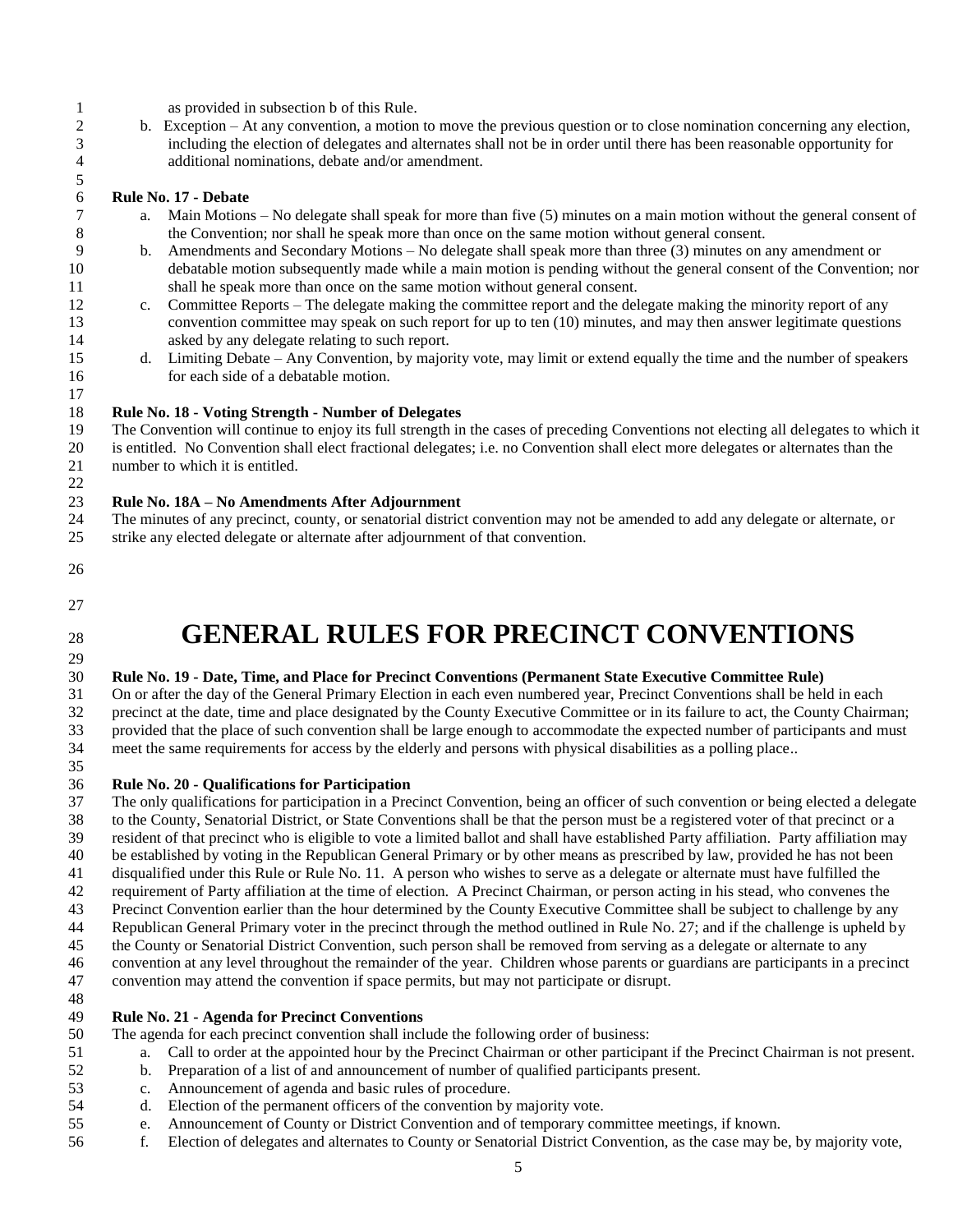as provided in subsection b of this Rule.

b. Exception – At any convention, a motion to move the previous question or to close nomination concerning any election, including the election of delegates and alternates shall not be in order until there has been reasonable opportunity for additional nominations, debate and/or amendment.

**Rule No. 17 - Debate**

a. Main Motions – No delegate shall speak for more than five (5) minutes on a main motion without the general consent of the Convention; nor shall he speak more than once on the same motion without general consent.
b. Amendments and Secondary Motions – No delegate shall speak more than three (3) minutes on any amendment or debatable motion subsequently made while a main motion is pending without the general consent of the Convention; nor shall he speak more than once on the same motion without general consent.
c. Committee Reports – The delegate making the committee report and the delegate making the minority report of any convention committee may speak on such report for up to ten (10) minutes, and may then answer legitimate questions asked by any delegate relating to such report.
d. Limiting Debate – Any Convention, by majority vote, may limit or extend equally the time and the number of speakers for each side of a debatable motion.

**Rule No. 18 - Voting Strength - Number of Delegates**

The Convention will continue to enjoy its full strength in the cases of preceding Conventions not electing all delegates to which it is entitled. No Convention shall elect fractional delegates; i.e. no Convention shall elect more delegates or alternates than the number to which it is entitled.

**Rule No. 18A – No Amendments After Adjournment**

The minutes of any precinct, county, or senatorial district convention may not be amended to add any delegate or alternate, or strike any elected delegate or alternate after adjournment of that convention.

# GENERAL RULES FOR PRECINCT CONVENTIONS

**Rule No. 19 - Date, Time, and Place for Precinct Conventions (Permanent State Executive Committee Rule)**

On or after the day of the General Primary Election in each even numbered year, Precinct Conventions shall be held in each precinct at the date, time and place designated by the County Executive Committee or in its failure to act, the County Chairman; provided that the place of such convention shall be large enough to accommodate the expected number of participants and must meet the same requirements for access by the elderly and persons with physical disabilities as a polling place..

**Rule No. 20 - Qualifications for Participation**

The only qualifications for participation in a Precinct Convention, being an officer of such convention or being elected a delegate to the County, Senatorial District, or State Conventions shall be that the person must be a registered voter of that precinct or a resident of that precinct who is eligible to vote a limited ballot and shall have established Party affiliation. Party affiliation may be established by voting in the Republican General Primary or by other means as prescribed by law, provided he has not been disqualified under this Rule or Rule No. 11. A person who wishes to serve as a delegate or alternate must have fulfilled the requirement of Party affiliation at the time of election. A Precinct Chairman, or person acting in his stead, who convenes the Precinct Convention earlier than the hour determined by the County Executive Committee shall be subject to challenge by any Republican General Primary voter in the precinct through the method outlined in Rule No. 27; and if the challenge is upheld by the County or Senatorial District Convention, such person shall be removed from serving as a delegate or alternate to any convention at any level throughout the remainder of the year. Children whose parents or guardians are participants in a precinct convention may attend the convention if space permits, but may not participate or disrupt.

**Rule No. 21 - Agenda for Precinct Conventions**

The agenda for each precinct convention shall include the following order of business:

a. Call to order at the appointed hour by the Precinct Chairman or other participant if the Precinct Chairman is not present.
b. Preparation of a list of and announcement of number of qualified participants present.
c. Announcement of agenda and basic rules of procedure.
d. Election of the permanent officers of the convention by majority vote.
e. Announcement of County or District Convention and of temporary committee meetings, if known.
f. Election of delegates and alternates to County or Senatorial District Convention, as the case may be, by majority vote,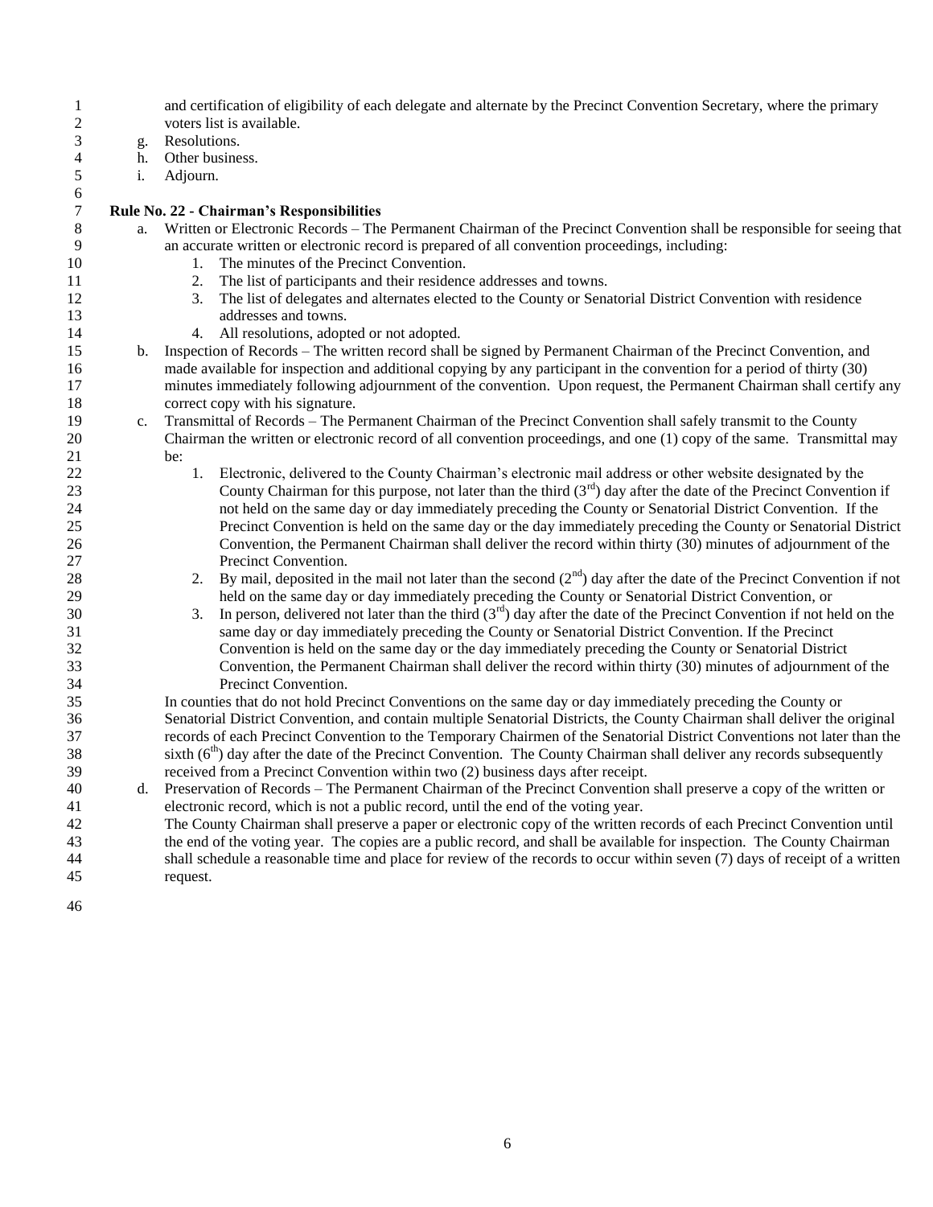and certification of eligibility of each delegate and alternate by the Precinct Convention Secretary, where the primary voters list is available.

g. Resolutions.
h. Other business.
i. Adjourn.

**Rule No. 22 - Chairman's Responsibilities**

a. Written or Electronic Records – The Permanent Chairman of the Precinct Convention shall be responsible for seeing that an accurate written or electronic record is prepared of all convention proceedings, including:
   1. The minutes of the Precinct Convention.
   2. The list of participants and their residence addresses and towns.
   3. The list of delegates and alternates elected to the County or Senatorial District Convention with residence addresses and towns.
   4. All resolutions, adopted or not adopted.

b. Inspection of Records – The written record shall be signed by Permanent Chairman of the Precinct Convention, and made available for inspection and additional copying by any participant in the convention for a period of thirty (30) minutes immediately following adjournment of the convention. Upon request, the Permanent Chairman shall certify any correct copy with his signature.

c. Transmittal of Records – The Permanent Chairman of the Precinct Convention shall safely transmit to the County Chairman the written or electronic record of all convention proceedings, and one (1) copy of the same. Transmittal may be:
   1. Electronic, delivered to the County Chairman's electronic mail address or other website designated by the County Chairman for this purpose, not later than the third (3rd) day after the date of the Precinct Convention if not held on the same day or day immediately preceding the County or Senatorial District Convention. If the Precinct Convention is held on the same day or the day immediately preceding the County or Senatorial District Convention, the Permanent Chairman shall deliver the record within thirty (30) minutes of adjournment of the Precinct Convention.
   2. By mail, deposited in the mail not later than the second (2nd) day after the date of the Precinct Convention if not held on the same day or day immediately preceding the County or Senatorial District Convention, or
   3. In person, delivered not later than the third (3rd) day after the date of the Precinct Convention if not held on the same day or day immediately preceding the County or Senatorial District Convention. If the Precinct Convention is held on the same day or the day immediately preceding the County or Senatorial District Convention, the Permanent Chairman shall deliver the record within thirty (30) minutes of adjournment of the Precinct Convention.

   In counties that do not hold Precinct Conventions on the same day or day immediately preceding the County or Senatorial District Convention, and contain multiple Senatorial Districts, the County Chairman shall deliver the original records of each Precinct Convention to the Temporary Chairmen of the Senatorial District Conventions not later than the sixth (6th) day after the date of the Precinct Convention. The County Chairman shall deliver any records subsequently received from a Precinct Convention within two (2) business days after receipt.

d. Preservation of Records – The Permanent Chairman of the Precinct Convention shall preserve a copy of the written or electronic record, which is not a public record, until the end of the voting year.
   The County Chairman shall preserve a paper or electronic copy of the written records of each Precinct Convention until the end of the voting year. The copies are a public record, and shall be available for inspection. The County Chairman shall schedule a reasonable time and place for review of the records to occur within seven (7) days of receipt of a written request.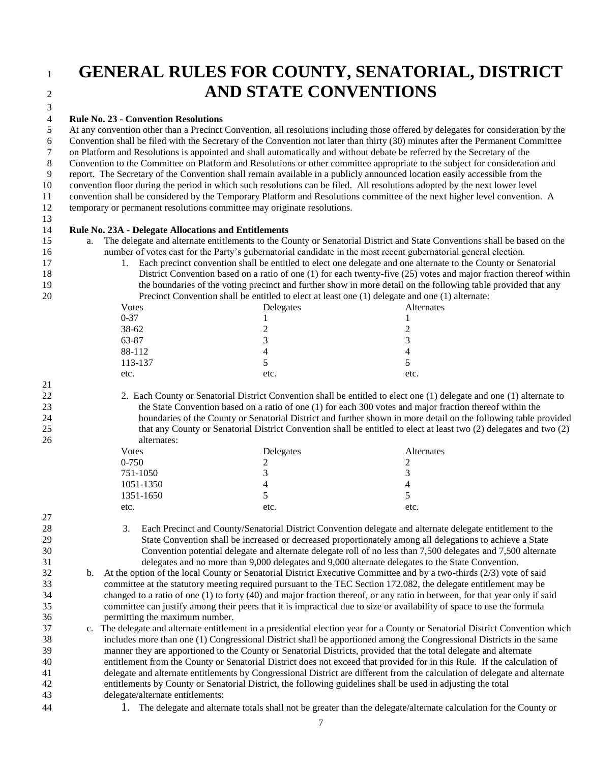# GENERAL RULES FOR COUNTY, SENATORIAL, DISTRICT AND STATE CONVENTIONS

**Rule No. 23 - Convention Resolutions**

At any convention other than a Precinct Convention, all resolutions including those offered by delegates for consideration by the Convention shall be filed with the Secretary of the Convention not later than thirty (30) minutes after the Permanent Committee on Platform and Resolutions is appointed and shall automatically and without debate be referred by the Secretary of the Convention to the Committee on Platform and Resolutions or other committee appropriate to the subject for consideration and report. The Secretary of the Convention shall remain available in a publicly announced location easily accessible from the convention floor during the period in which such resolutions can be filed. All resolutions adopted by the next lower level convention shall be considered by the Temporary Platform and Resolutions committee of the next higher level convention. A temporary or permanent resolutions committee may originate resolutions.

**Rule No. 23A - Delegate Allocations and Entitlements**

a. The delegate and alternate entitlements to the County or Senatorial District and State Conventions shall be based on the number of votes cast for the Party's gubernatorial candidate in the most recent gubernatorial general election.

1. Each precinct convention shall be entitled to elect one delegate and one alternate to the County or Senatorial District Convention based on a ratio of one (1) for each twenty-five (25) votes and major fraction thereof within the boundaries of the voting precinct and further show in more detail on the following table provided that any Precinct Convention shall be entitled to elect at least one (1) delegate and one (1) alternate:

| Votes | Delegates | Alternates |
|---|---|---|
| 0-37 | 1 | 1 |
| 38-62 | 2 | 2 |
| 63-87 | 3 | 3 |
| 88-112 | 4 | 4 |
| 113-137 | 5 | 5 |
| etc. | etc. | etc. |

2. Each County or Senatorial District Convention shall be entitled to elect one (1) delegate and one (1) alternate to the State Convention based on a ratio of one (1) for each 300 votes and major fraction thereof within the boundaries of the County or Senatorial District and further shown in more detail on the following table provided that any County or Senatorial District Convention shall be entitled to elect at least two (2) delegates and two (2) alternates:

| Votes | Delegates | Alternates |
|---|---|---|
| 0-750 | 2 | 2 |
| 751-1050 | 3 | 3 |
| 1051-1350 | 4 | 4 |
| 1351-1650 | 5 | 5 |
| etc. | etc. | etc. |

3. Each Precinct and County/Senatorial District Convention delegate and alternate delegate entitlement to the State Convention shall be increased or decreased proportionately among all delegations to achieve a State Convention potential delegate and alternate delegate roll of no less than 7,500 delegates and 7,500 alternate delegates and no more than 9,000 delegates and 9,000 alternate delegates to the State Convention.

b. At the option of the local County or Senatorial District Executive Committee and by a two-thirds (2/3) vote of said committee at the statutory meeting required pursuant to the TEC Section 172.082, the delegate entitlement may be changed to a ratio of one (1) to forty (40) and major fraction thereof, or any ratio in between, for that year only if said committee can justify among their peers that it is impractical due to size or availability of space to use the formula permitting the maximum number.

c. The delegate and alternate entitlement in a presidential election year for a County or Senatorial District Convention which includes more than one (1) Congressional District shall be apportioned among the Congressional Districts in the same manner they are apportioned to the County or Senatorial Districts, provided that the total delegate and alternate entitlement from the County or Senatorial District does not exceed that provided for in this Rule. If the calculation of delegate and alternate entitlements by Congressional District are different from the calculation of delegate and alternate entitlements by County or Senatorial District, the following guidelines shall be used in adjusting the total delegate/alternate entitlements:

1. The delegate and alternate totals shall not be greater than the delegate/alternate calculation for the County or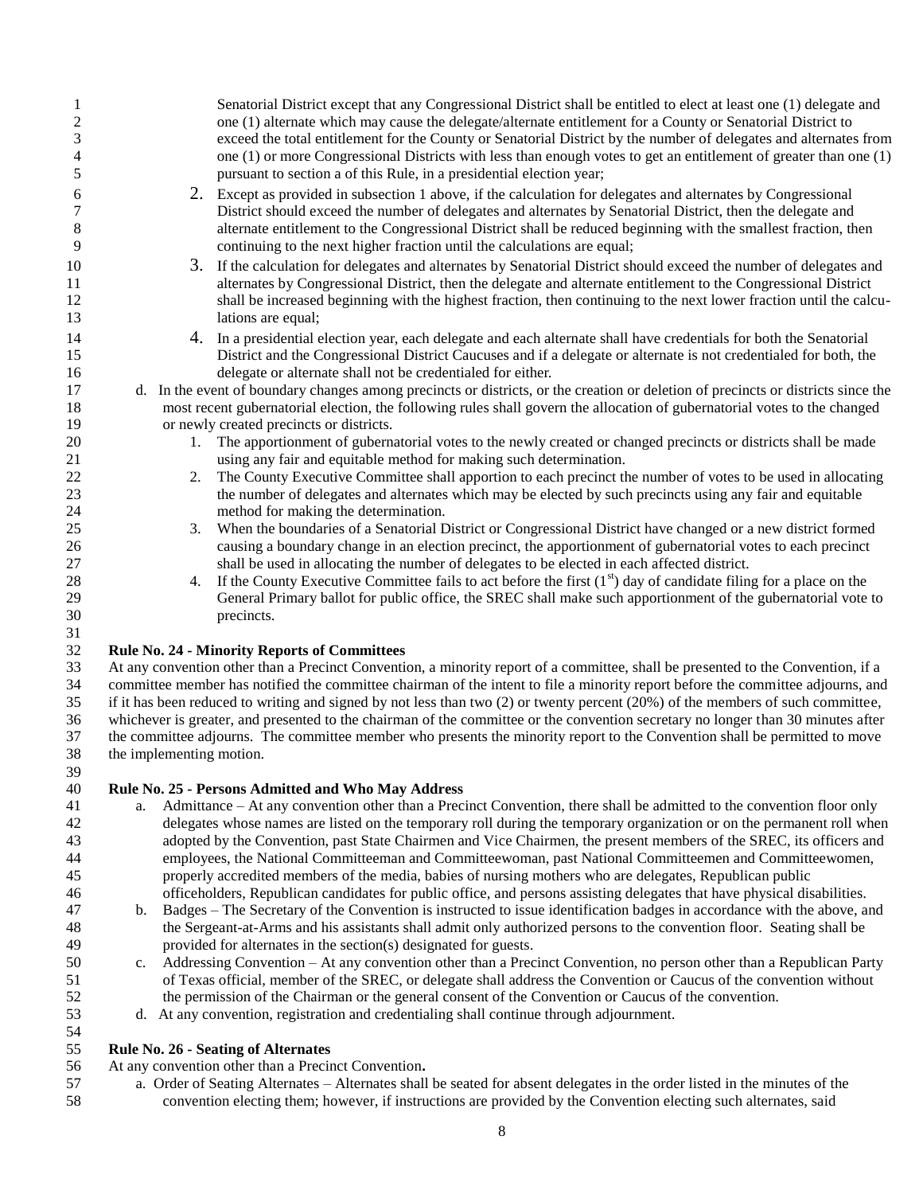Senatorial District except that any Congressional District shall be entitled to elect at least one (1) delegate and one (1) alternate which may cause the delegate/alternate entitlement for a County or Senatorial District to exceed the total entitlement for the County or Senatorial District by the number of delegates and alternates from one (1) or more Congressional Districts with less than enough votes to get an entitlement of greater than one (1) pursuant to section a of this Rule, in a presidential election year;

2. Except as provided in subsection 1 above, if the calculation for delegates and alternates by Congressional District should exceed the number of delegates and alternates by Senatorial District, then the delegate and alternate entitlement to the Congressional District shall be reduced beginning with the smallest fraction, then continuing to the next higher fraction until the calculations are equal;
3. If the calculation for delegates and alternates by Senatorial District should exceed the number of delegates and alternates by Congressional District, then the delegate and alternate entitlement to the Congressional District shall be increased beginning with the highest fraction, then continuing to the next lower fraction until the calculations are equal;
4. In a presidential election year, each delegate and each alternate shall have credentials for both the Senatorial District and the Congressional District Caucuses and if a delegate or alternate is not credentialed for both, the delegate or alternate shall not be credentialed for either.

d. In the event of boundary changes among precincts or districts, or the creation or deletion of precincts or districts since the most recent gubernatorial election, the following rules shall govern the allocation of gubernatorial votes to the changed or newly created precincts or districts.
   1. The apportionment of gubernatorial votes to the newly created or changed precincts or districts shall be made using any fair and equitable method for making such determination.
   2. The County Executive Committee shall apportion to each precinct the number of votes to be used in allocating the number of delegates and alternates which may be elected by such precincts using any fair and equitable method for making the determination.
   3. When the boundaries of a Senatorial District or Congressional District have changed or a new district formed causing a boundary change in an election precinct, the apportionment of gubernatorial votes to each precinct shall be used in allocating the number of delegates to be elected in each affected district.
   4. If the County Executive Committee fails to act before the first (1st) day of candidate filing for a place on the General Primary ballot for public office, the SREC shall make such apportionment of the gubernatorial vote to precincts.

**Rule No. 24 - Minority Reports of Committees**

At any convention other than a Precinct Convention, a minority report of a committee, shall be presented to the Convention, if a committee member has notified the committee chairman of the intent to file a minority report before the committee adjourns, and if it has been reduced to writing and signed by not less than two (2) or twenty percent (20%) of the members of such committee, whichever is greater, and presented to the chairman of the committee or the convention secretary no longer than 30 minutes after the committee adjourns. The committee member who presents the minority report to the Convention shall be permitted to move the implementing motion.

**Rule No. 25 - Persons Admitted and Who May Address**

a. Admittance – At any convention other than a Precinct Convention, there shall be admitted to the convention floor only delegates whose names are listed on the temporary roll during the temporary organization or on the permanent roll when adopted by the Convention, past State Chairmen and Vice Chairmen, the present members of the SREC, its officers and employees, the National Committeeman and Committeewoman, past National Committeemen and Committeewomen, properly accredited members of the media, babies of nursing mothers who are delegates, Republican public officeholders, Republican candidates for public office, and persons assisting delegates that have physical disabilities.
b. Badges – The Secretary of the Convention is instructed to issue identification badges in accordance with the above, and the Sergeant-at-Arms and his assistants shall admit only authorized persons to the convention floor. Seating shall be provided for alternates in the section(s) designated for guests.
c. Addressing Convention – At any convention other than a Precinct Convention, no person other than a Republican Party of Texas official, member of the SREC, or delegate shall address the Convention or Caucus of the convention without the permission of the Chairman or the general consent of the Convention or Caucus of the convention.
d. At any convention, registration and credentialing shall continue through adjournment.

**Rule No. 26 - Seating of Alternates**

At any convention other than a Precinct Convention.

a. Order of Seating Alternates – Alternates shall be seated for absent delegates in the order listed in the minutes of the convention electing them; however, if instructions are provided by the Convention electing such alternates, said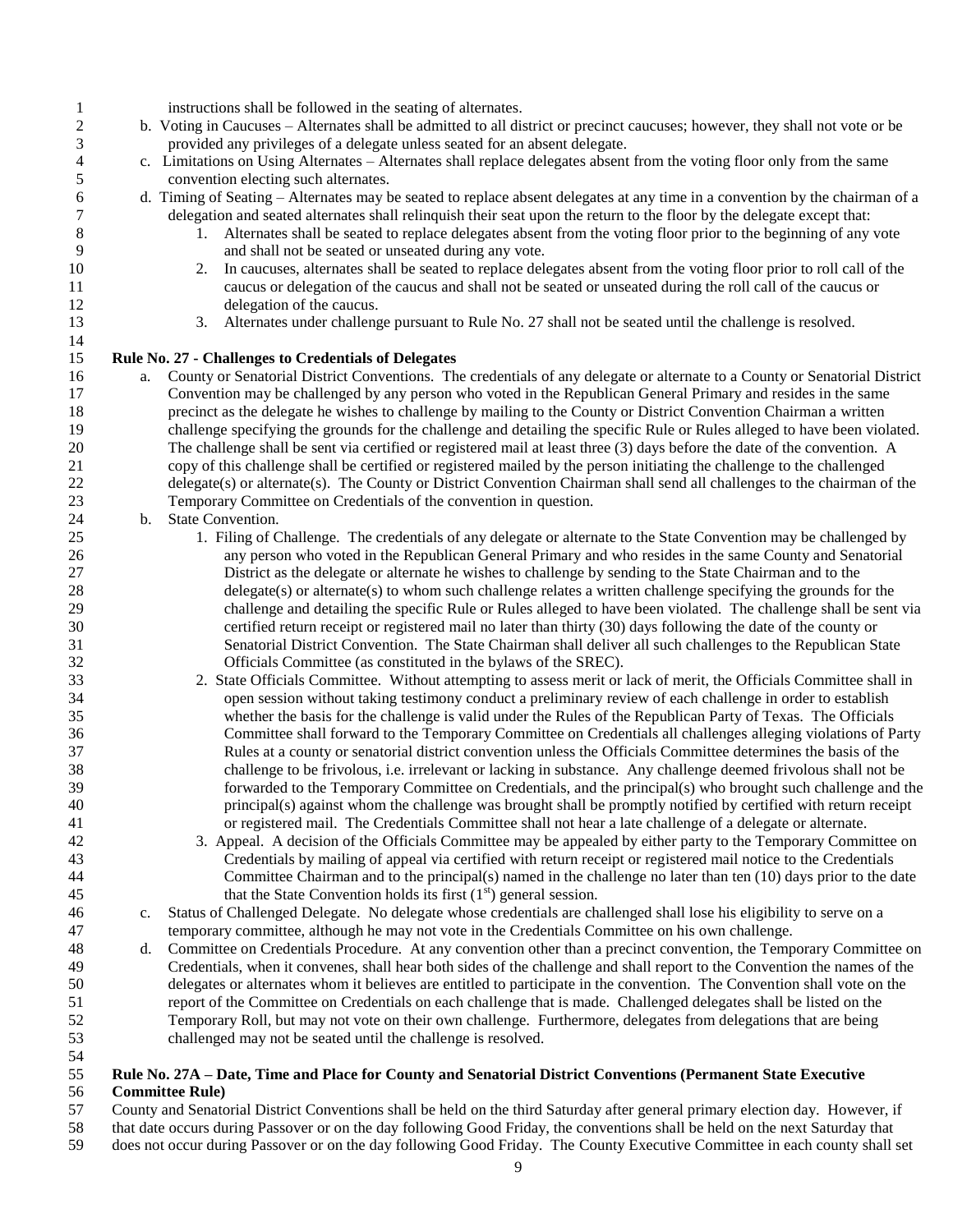instructions shall be followed in the seating of alternates.

b. Voting in Caucuses – Alternates shall be admitted to all district or precinct caucuses; however, they shall not vote or be provided any privileges of a delegate unless seated for an absent delegate.

c. Limitations on Using Alternates – Alternates shall replace delegates absent from the voting floor only from the same convention electing such alternates.

d. Timing of Seating – Alternates may be seated to replace absent delegates at any time in a convention by the chairman of a delegation and seated alternates shall relinquish their seat upon the return to the floor by the delegate except that:

1. Alternates shall be seated to replace delegates absent from the voting floor prior to the beginning of any vote and shall not be seated or unseated during any vote.
2. In caucuses, alternates shall be seated to replace delegates absent from the voting floor prior to roll call of the caucus or delegation of the caucus and shall not be seated or unseated during the roll call of the caucus or delegation of the caucus.
3. Alternates under challenge pursuant to Rule No. 27 shall not be seated until the challenge is resolved.

**Rule No. 27 - Challenges to Credentials of Delegates**

a. County or Senatorial District Conventions. The credentials of any delegate or alternate to a County or Senatorial District Convention may be challenged by any person who voted in the Republican General Primary and resides in the same precinct as the delegate he wishes to challenge by mailing to the County or District Convention Chairman a written challenge specifying the grounds for the challenge and detailing the specific Rule or Rules alleged to have been violated. The challenge shall be sent via certified or registered mail at least three (3) days before the date of the convention. A copy of this challenge shall be certified or registered mailed by the person initiating the challenge to the challenged delegate(s) or alternate(s). The County or District Convention Chairman shall send all challenges to the chairman of the Temporary Committee on Credentials of the convention in question.

b. State Convention.

1. Filing of Challenge. The credentials of any delegate or alternate to the State Convention may be challenged by any person who voted in the Republican General Primary and who resides in the same County and Senatorial District as the delegate or alternate he wishes to challenge by sending to the State Chairman and to the delegate(s) or alternate(s) to whom such challenge relates a written challenge specifying the grounds for the challenge and detailing the specific Rule or Rules alleged to have been violated. The challenge shall be sent via certified return receipt or registered mail no later than thirty (30) days following the date of the county or Senatorial District Convention. The State Chairman shall deliver all such challenges to the Republican State Officials Committee (as constituted in the bylaws of the SREC).
2. State Officials Committee. Without attempting to assess merit or lack of merit, the Officials Committee shall in open session without taking testimony conduct a preliminary review of each challenge in order to establish whether the basis for the challenge is valid under the Rules of the Republican Party of Texas. The Officials Committee shall forward to the Temporary Committee on Credentials all challenges alleging violations of Party Rules at a county or senatorial district convention unless the Officials Committee determines the basis of the challenge to be frivolous, i.e. irrelevant or lacking in substance. Any challenge deemed frivolous shall not be forwarded to the Temporary Committee on Credentials, and the principal(s) who brought such challenge and the principal(s) against whom the challenge was brought shall be promptly notified by certified with return receipt or registered mail. The Credentials Committee shall not hear a late challenge of a delegate or alternate.
3. Appeal. A decision of the Officials Committee may be appealed by either party to the Temporary Committee on Credentials by mailing of appeal via certified with return receipt or registered mail notice to the Credentials Committee Chairman and to the principal(s) named in the challenge no later than ten (10) days prior to the date that the State Convention holds its first (1st) general session.

c. Status of Challenged Delegate. No delegate whose credentials are challenged shall lose his eligibility to serve on a temporary committee, although he may not vote in the Credentials Committee on his own challenge.

d. Committee on Credentials Procedure. At any convention other than a precinct convention, the Temporary Committee on Credentials, when it convenes, shall hear both sides of the challenge and shall report to the Convention the names of the delegates or alternates whom it believes are entitled to participate in the convention. The Convention shall vote on the report of the Committee on Credentials on each challenge that is made. Challenged delegates shall be listed on the Temporary Roll, but may not vote on their own challenge. Furthermore, delegates from delegations that are being challenged may not be seated until the challenge is resolved.

**Rule No. 27A – Date, Time and Place for County and Senatorial District Conventions (Permanent State Executive Committee Rule)**

County and Senatorial District Conventions shall be held on the third Saturday after general primary election day. However, if that date occurs during Passover or on the day following Good Friday, the conventions shall be held on the next Saturday that does not occur during Passover or on the day following Good Friday. The County Executive Committee in each county shall set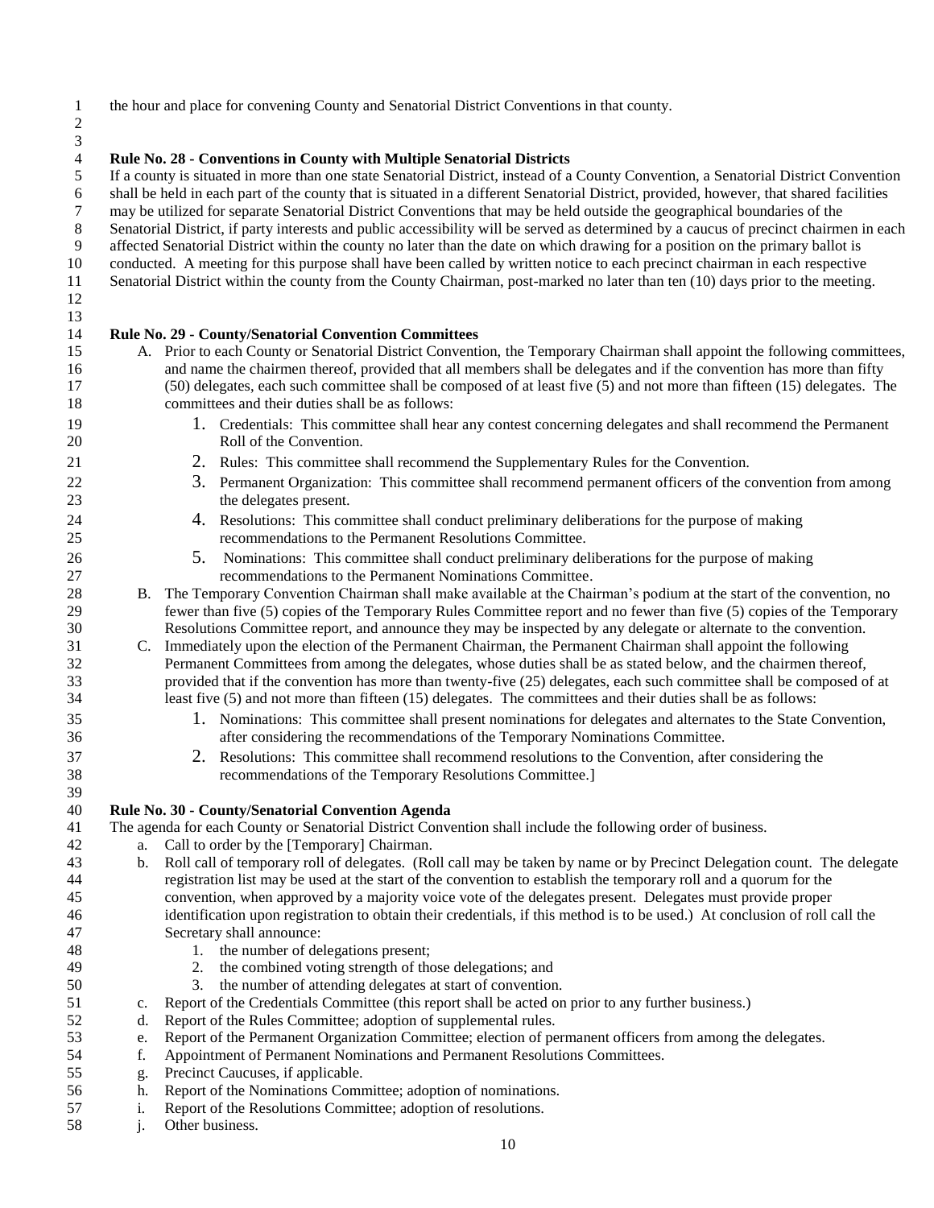the hour and place for convening County and Senatorial District Conventions in that county.

**Rule No. 28 - Conventions in County with Multiple Senatorial Districts**

If a county is situated in more than one state Senatorial District, instead of a County Convention, a Senatorial District Convention shall be held in each part of the county that is situated in a different Senatorial District, provided, however, that shared facilities may be utilized for separate Senatorial District Conventions that may be held outside the geographical boundaries of the Senatorial District, if party interests and public accessibility will be served as determined by a caucus of precinct chairmen in each affected Senatorial District within the county no later than the date on which drawing for a position on the primary ballot is conducted. A meeting for this purpose shall have been called by written notice to each precinct chairman in each respective Senatorial District within the county from the County Chairman, post-marked no later than ten (10) days prior to the meeting.

**Rule No. 29 - County/Senatorial Convention Committees**

A. Prior to each County or Senatorial District Convention, the Temporary Chairman shall appoint the following committees, and name the chairmen thereof, provided that all members shall be delegates and if the convention has more than fifty (50) delegates, each such committee shall be composed of at least five (5) and not more than fifteen (15) delegates. The committees and their duties shall be as follows:
   1. Credentials: This committee shall hear any contest concerning delegates and shall recommend the Permanent Roll of the Convention.
   2. Rules: This committee shall recommend the Supplementary Rules for the Convention.
   3. Permanent Organization: This committee shall recommend permanent officers of the convention from among the delegates present.
   4. Resolutions: This committee shall conduct preliminary deliberations for the purpose of making recommendations to the Permanent Resolutions Committee.
   5. Nominations: This committee shall conduct preliminary deliberations for the purpose of making recommendations to the Permanent Nominations Committee.

B. The Temporary Convention Chairman shall make available at the Chairman's podium at the start of the convention, no fewer than five (5) copies of the Temporary Rules Committee report and no fewer than five (5) copies of the Temporary Resolutions Committee report, and announce they may be inspected by any delegate or alternate to the convention.

C. Immediately upon the election of the Permanent Chairman, the Permanent Chairman shall appoint the following Permanent Committees from among the delegates, whose duties shall be as stated below, and the chairmen thereof, provided that if the convention has more than twenty-five (25) delegates, each such committee shall be composed of at least five (5) and not more than fifteen (15) delegates. The committees and their duties shall be as follows:
   1. Nominations: This committee shall present nominations for delegates and alternates to the State Convention, after considering the recommendations of the Temporary Nominations Committee.
   2. Resolutions: This committee shall recommend resolutions to the Convention, after considering the recommendations of the Temporary Resolutions Committee.]

**Rule No. 30 - County/Senatorial Convention Agenda**

The agenda for each County or Senatorial District Convention shall include the following order of business.

a. Call to order by the [Temporary] Chairman.
b. Roll call of temporary roll of delegates. (Roll call may be taken by name or by Precinct Delegation count. The delegate registration list may be used at the start of the convention to establish the temporary roll and a quorum for the convention, when approved by a majority voice vote of the delegates present. Delegates must provide proper identification upon registration to obtain their credentials, if this method is to be used.) At conclusion of roll call the Secretary shall announce:
   1. the number of delegations present;
   2. the combined voting strength of those delegations; and
   3. the number of attending delegates at start of convention.
c. Report of the Credentials Committee (this report shall be acted on prior to any further business.)
d. Report of the Rules Committee; adoption of supplemental rules.
e. Report of the Permanent Organization Committee; election of permanent officers from among the delegates.
f. Appointment of Permanent Nominations and Permanent Resolutions Committees.
g. Precinct Caucuses, if applicable.
h. Report of the Nominations Committee; adoption of nominations.
i. Report of the Resolutions Committee; adoption of resolutions.
j. Other business.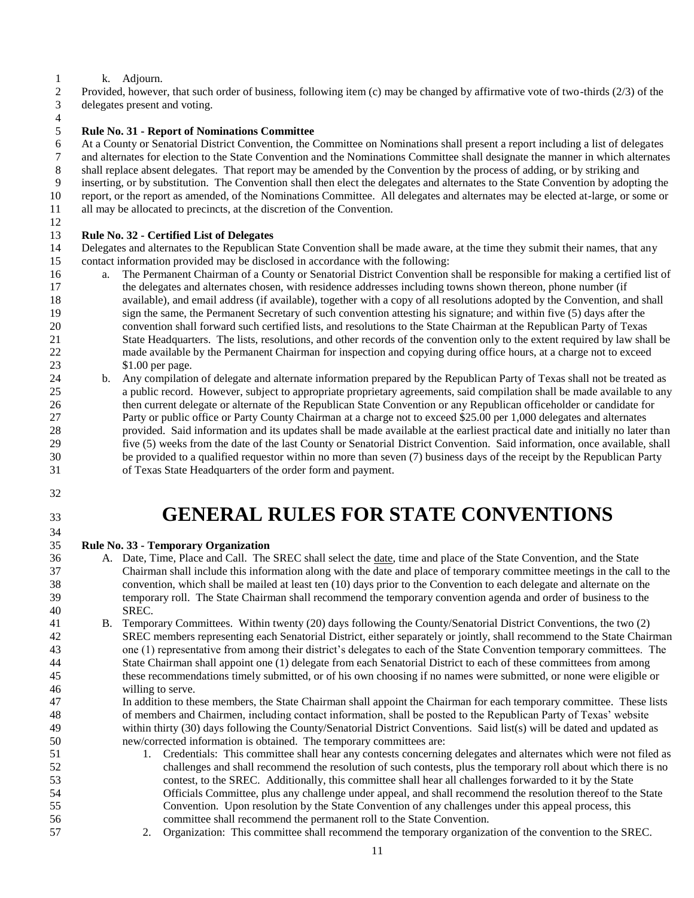k. Adjourn.

Provided, however, that such order of business, following item (c) may be changed by affirmative vote of two-thirds (2/3) of the delegates present and voting.

**Rule No. 31 - Report of Nominations Committee**

At a County or Senatorial District Convention, the Committee on Nominations shall present a report including a list of delegates and alternates for election to the State Convention and the Nominations Committee shall designate the manner in which alternates shall replace absent delegates. That report may be amended by the Convention by the process of adding, or by striking and inserting, or by substitution. The Convention shall then elect the delegates and alternates to the State Convention by adopting the report, or the report as amended, of the Nominations Committee. All delegates and alternates may be elected at-large, or some or all may be allocated to precincts, at the discretion of the Convention.

**Rule No. 32 - Certified List of Delegates**

Delegates and alternates to the Republican State Convention shall be made aware, at the time they submit their names, that any contact information provided may be disclosed in accordance with the following:

a. The Permanent Chairman of a County or Senatorial District Convention shall be responsible for making a certified list of the delegates and alternates chosen, with residence addresses including towns shown thereon, phone number (if available), and email address (if available), together with a copy of all resolutions adopted by the Convention, and shall sign the same, the Permanent Secretary of such convention attesting his signature; and within five (5) days after the convention shall forward such certified lists, and resolutions to the State Chairman at the Republican Party of Texas State Headquarters. The lists, resolutions, and other records of the convention only to the extent required by law shall be made available by the Permanent Chairman for inspection and copying during office hours, at a charge not to exceed $1.00 per page.

b. Any compilation of delegate and alternate information prepared by the Republican Party of Texas shall not be treated as a public record. However, subject to appropriate proprietary agreements, said compilation shall be made available to any then current delegate or alternate of the Republican State Convention or any Republican officeholder or candidate for Party or public office or Party County Chairman at a charge not to exceed $25.00 per 1,000 delegates and alternates provided. Said information and its updates shall be made available at the earliest practical date and initially no later than five (5) weeks from the date of the last County or Senatorial District Convention. Said information, once available, shall be provided to a qualified requestor within no more than seven (7) business days of the receipt by the Republican Party of Texas State Headquarters of the order form and payment.

# GENERAL RULES FOR STATE CONVENTIONS

**Rule No. 33 - Temporary Organization**

A. Date, Time, Place and Call. The SREC shall select the date, time and place of the State Convention, and the State Chairman shall include this information along with the date and place of temporary committee meetings in the call to the convention, which shall be mailed at least ten (10) days prior to the Convention to each delegate and alternate on the temporary roll. The State Chairman shall recommend the temporary convention agenda and order of business to the SREC.

B. Temporary Committees. Within twenty (20) days following the County/Senatorial District Conventions, the two (2) SREC members representing each Senatorial District, either separately or jointly, shall recommend to the State Chairman one (1) representative from among their district's delegates to each of the State Convention temporary committees. The State Chairman shall appoint one (1) delegate from each Senatorial District to each of these committees from among these recommendations timely submitted, or of his own choosing if no names were submitted, or none were eligible or willing to serve.

In addition to these members, the State Chairman shall appoint the Chairman for each temporary committee. These lists of members and Chairmen, including contact information, shall be posted to the Republican Party of Texas' website within thirty (30) days following the County/Senatorial District Conventions. Said list(s) will be dated and updated as new/corrected information is obtained. The temporary committees are:

1. Credentials: This committee shall hear any contests concerning delegates and alternates which were not filed as challenges and shall recommend the resolution of such contests, plus the temporary roll about which there is no contest, to the SREC. Additionally, this committee shall hear all challenges forwarded to it by the State Officials Committee, plus any challenge under appeal, and shall recommend the resolution thereof to the State Convention. Upon resolution by the State Convention of any challenges under this appeal process, this committee shall recommend the permanent roll to the State Convention.
2. Organization: This committee shall recommend the temporary organization of the convention to the SREC.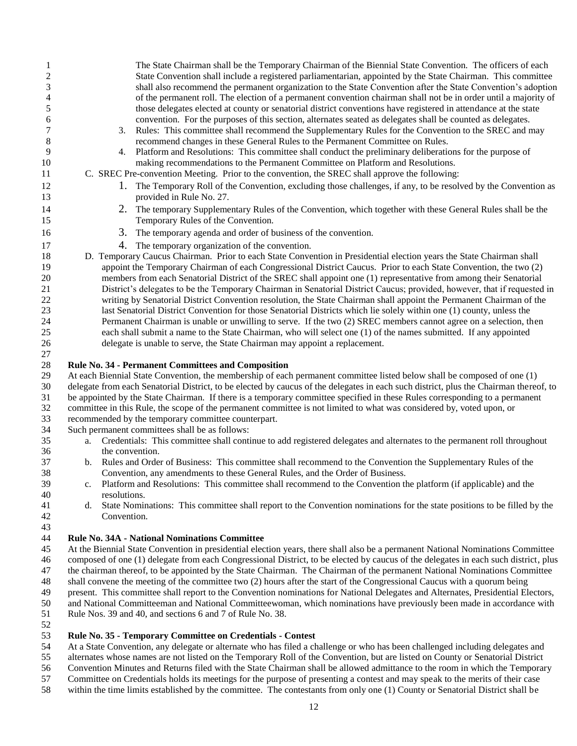The State Chairman shall be the Temporary Chairman of the Biennial State Convention. The officers of each State Convention shall include a registered parliamentarian, appointed by the State Chairman. This committee shall also recommend the permanent organization to the State Convention after the State Convention's adoption of the permanent roll. The election of a permanent convention chairman shall not be in order until a majority of those delegates elected at county or senatorial district conventions have registered in attendance at the state convention. For the purposes of this section, alternates seated as delegates shall be counted as delegates.

3. Rules: This committee shall recommend the Supplementary Rules for the Convention to the SREC and may recommend changes in these General Rules to the Permanent Committee on Rules.
4. Platform and Resolutions: This committee shall conduct the preliminary deliberations for the purpose of making recommendations to the Permanent Committee on Platform and Resolutions.

C. SREC Pre-convention Meeting. Prior to the convention, the SREC shall approve the following:

1. The Temporary Roll of the Convention, excluding those challenges, if any, to be resolved by the Convention as provided in Rule No. 27.
2. The temporary Supplementary Rules of the Convention, which together with these General Rules shall be the Temporary Rules of the Convention.
3. The temporary agenda and order of business of the convention.
4. The temporary organization of the convention.

D. Temporary Caucus Chairman. Prior to each State Convention in Presidential election years the State Chairman shall appoint the Temporary Chairman of each Congressional District Caucus. Prior to each State Convention, the two (2) members from each Senatorial District of the SREC shall appoint one (1) representative from among their Senatorial District's delegates to be the Temporary Chairman in Senatorial District Caucus; provided, however, that if requested in writing by Senatorial District Convention resolution, the State Chairman shall appoint the Permanent Chairman of the last Senatorial District Convention for those Senatorial Districts which lie solely within one (1) county, unless the Permanent Chairman is unable or unwilling to serve. If the two (2) SREC members cannot agree on a selection, then each shall submit a name to the State Chairman, who will select one (1) of the names submitted. If any appointed delegate is unable to serve, the State Chairman may appoint a replacement.

**Rule No. 34 - Permanent Committees and Composition**

At each Biennial State Convention, the membership of each permanent committee listed below shall be composed of one (1) delegate from each Senatorial District, to be elected by caucus of the delegates in each such district, plus the Chairman thereof, to be appointed by the State Chairman. If there is a temporary committee specified in these Rules corresponding to a permanent committee in this Rule, the scope of the permanent committee is not limited to what was considered by, voted upon, or recommended by the temporary committee counterpart.

Such permanent committees shall be as follows:

a. Credentials: This committee shall continue to add registered delegates and alternates to the permanent roll throughout the convention.
b. Rules and Order of Business: This committee shall recommend to the Convention the Supplementary Rules of the Convention, any amendments to these General Rules, and the Order of Business.
c. Platform and Resolutions: This committee shall recommend to the Convention the platform (if applicable) and the resolutions.
d. State Nominations: This committee shall report to the Convention nominations for the state positions to be filled by the Convention.

**Rule No. 34A - National Nominations Committee**

At the Biennial State Convention in presidential election years, there shall also be a permanent National Nominations Committee composed of one (1) delegate from each Congressional District, to be elected by caucus of the delegates in each such district, plus the chairman thereof, to be appointed by the State Chairman. The Chairman of the permanent National Nominations Committee shall convene the meeting of the committee two (2) hours after the start of the Congressional Caucus with a quorum being present. This committee shall report to the Convention nominations for National Delegates and Alternates, Presidential Electors, and National Committeeman and National Committeewoman, which nominations have previously been made in accordance with Rule Nos. 39 and 40, and sections 6 and 7 of Rule No. 38.

**Rule No. 35 - Temporary Committee on Credentials - Contest**

At a State Convention, any delegate or alternate who has filed a challenge or who has been challenged including delegates and alternates whose names are not listed on the Temporary Roll of the Convention, but are listed on County or Senatorial District Convention Minutes and Returns filed with the State Chairman shall be allowed admittance to the room in which the Temporary Committee on Credentials holds its meetings for the purpose of presenting a contest and may speak to the merits of their case within the time limits established by the committee. The contestants from only one (1) County or Senatorial District shall be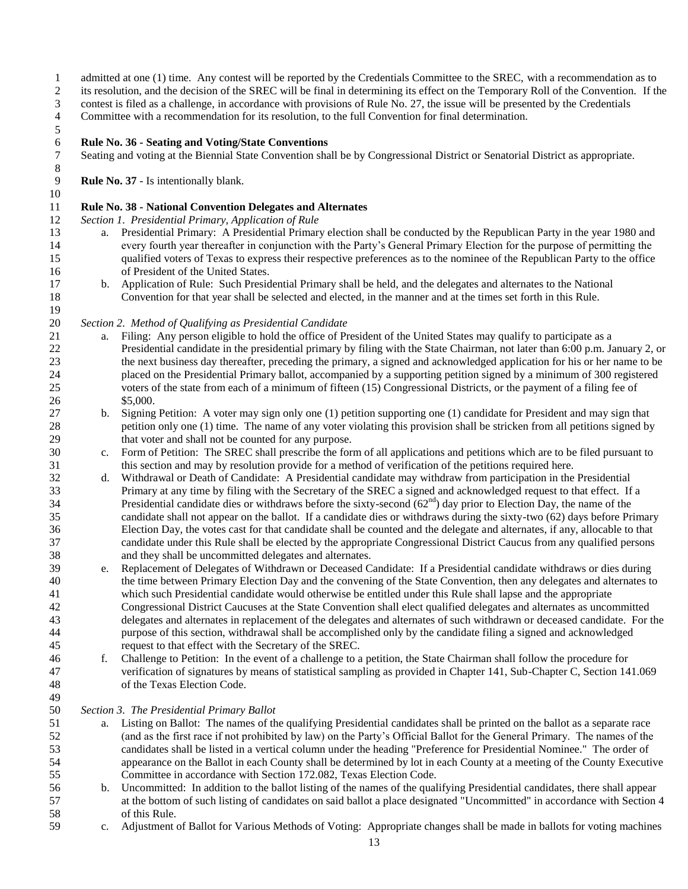admitted at one (1) time. Any contest will be reported by the Credentials Committee to the SREC, with a recommendation as to its resolution, and the decision of the SREC will be final in determining its effect on the Temporary Roll of the Convention. If the contest is filed as a challenge, in accordance with provisions of Rule No. 27, the issue will be presented by the Credentials Committee with a recommendation for its resolution, to the full Convention for final determination.

**Rule No. 36 - Seating and Voting/State Conventions**

Seating and voting at the Biennial State Convention shall be by Congressional District or Senatorial District as appropriate.

**Rule No. 37** - Is intentionally blank.

**Rule No. 38 - National Convention Delegates and Alternates**

*Section 1. Presidential Primary, Application of Rule*

a. Presidential Primary: A Presidential Primary election shall be conducted by the Republican Party in the year 1980 and every fourth year thereafter in conjunction with the Party's General Primary Election for the purpose of permitting the qualified voters of Texas to express their respective preferences as to the nominee of the Republican Party to the office of President of the United States.

b. Application of Rule: Such Presidential Primary shall be held, and the delegates and alternates to the National Convention for that year shall be selected and elected, in the manner and at the times set forth in this Rule.

*Section 2. Method of Qualifying as Presidential Candidate*

a. Filing: Any person eligible to hold the office of President of the United States may qualify to participate as a Presidential candidate in the presidential primary by filing with the State Chairman, not later than 6:00 p.m. January 2, or the next business day thereafter, preceding the primary, a signed and acknowledged application for his or her name to be placed on the Presidential Primary ballot, accompanied by a supporting petition signed by a minimum of 300 registered voters of the state from each of a minimum of fifteen (15) Congressional Districts, or the payment of a filing fee of $5,000.

b. Signing Petition: A voter may sign only one (1) petition supporting one (1) candidate for President and may sign that petition only one (1) time. The name of any voter violating this provision shall be stricken from all petitions signed by that voter and shall not be counted for any purpose.

c. Form of Petition: The SREC shall prescribe the form of all applications and petitions which are to be filed pursuant to this section and may by resolution provide for a method of verification of the petitions required here.

d. Withdrawal or Death of Candidate: A Presidential candidate may withdraw from participation in the Presidential Primary at any time by filing with the Secretary of the SREC a signed and acknowledged request to that effect. If a Presidential candidate dies or withdraws before the sixty-second (62nd) day prior to Election Day, the name of the candidate shall not appear on the ballot. If a candidate dies or withdraws during the sixty-two (62) days before Primary Election Day, the votes cast for that candidate shall be counted and the delegate and alternates, if any, allocable to that candidate under this Rule shall be elected by the appropriate Congressional District Caucus from any qualified persons and they shall be uncommitted delegates and alternates.

e. Replacement of Delegates of Withdrawn or Deceased Candidate: If a Presidential candidate withdraws or dies during the time between Primary Election Day and the convening of the State Convention, then any delegates and alternates to which such Presidential candidate would otherwise be entitled under this Rule shall lapse and the appropriate Congressional District Caucuses at the State Convention shall elect qualified delegates and alternates as uncommitted delegates and alternates in replacement of the delegates and alternates of such withdrawn or deceased candidate. For the purpose of this section, withdrawal shall be accomplished only by the candidate filing a signed and acknowledged request to that effect with the Secretary of the SREC.

f. Challenge to Petition: In the event of a challenge to a petition, the State Chairman shall follow the procedure for verification of signatures by means of statistical sampling as provided in Chapter 141, Sub-Chapter C, Section 141.069 of the Texas Election Code.

*Section 3. The Presidential Primary Ballot*

a. Listing on Ballot: The names of the qualifying Presidential candidates shall be printed on the ballot as a separate race (and as the first race if not prohibited by law) on the Party's Official Ballot for the General Primary. The names of the candidates shall be listed in a vertical column under the heading "Preference for Presidential Nominee." The order of appearance on the Ballot in each County shall be determined by lot in each County at a meeting of the County Executive Committee in accordance with Section 172.082, Texas Election Code.

b. Uncommitted: In addition to the ballot listing of the names of the qualifying Presidential candidates, there shall appear at the bottom of such listing of candidates on said ballot a place designated "Uncommitted" in accordance with Section 4 of this Rule.

c. Adjustment of Ballot for Various Methods of Voting: Appropriate changes shall be made in ballots for voting machines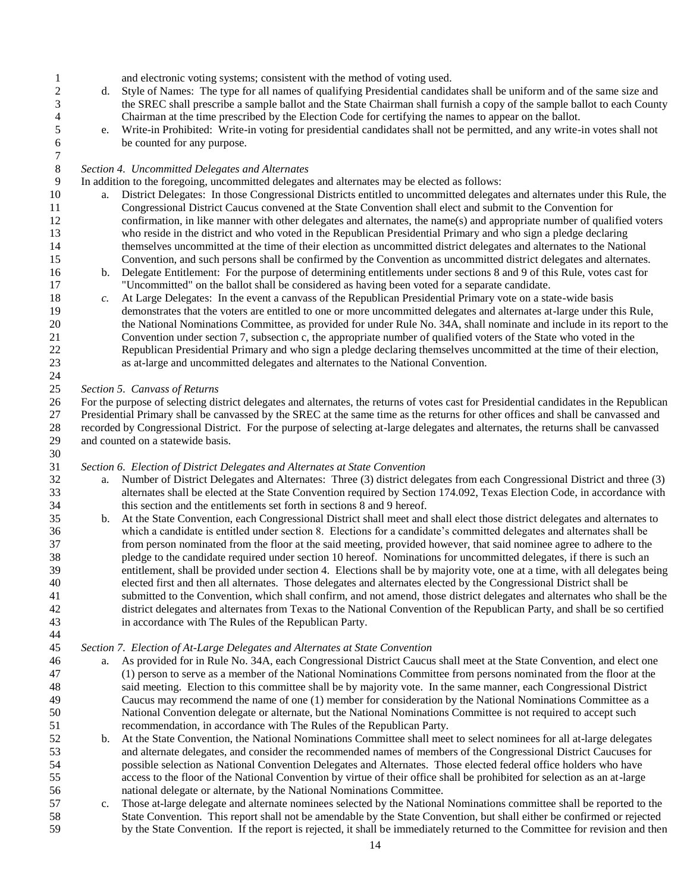and electronic voting systems; consistent with the method of voting used.

d. Style of Names: The type for all names of qualifying Presidential candidates shall be uniform and of the same size and the SREC shall prescribe a sample ballot and the State Chairman shall furnish a copy of the sample ballot to each County Chairman at the time prescribed by the Election Code for certifying the names to appear on the ballot.

e. Write-in Prohibited: Write-in voting for presidential candidates shall not be permitted, and any write-in votes shall not be counted for any purpose.

*Section 4. Uncommitted Delegates and Alternates*

In addition to the foregoing, uncommitted delegates and alternates may be elected as follows:

a. District Delegates: In those Congressional Districts entitled to uncommitted delegates and alternates under this Rule, the Congressional District Caucus convened at the State Convention shall elect and submit to the Convention for confirmation, in like manner with other delegates and alternates, the name(s) and appropriate number of qualified voters who reside in the district and who voted in the Republican Presidential Primary and who sign a pledge declaring themselves uncommitted at the time of their election as uncommitted district delegates and alternates to the National Convention, and such persons shall be confirmed by the Convention as uncommitted district delegates and alternates.

b. Delegate Entitlement: For the purpose of determining entitlements under sections 8 and 9 of this Rule, votes cast for "Uncommitted" on the ballot shall be considered as having been voted for a separate candidate.

*c.* At Large Delegates: In the event a canvass of the Republican Presidential Primary vote on a state-wide basis demonstrates that the voters are entitled to one or more uncommitted delegates and alternates at-large under this Rule, the National Nominations Committee, as provided for under Rule No. 34A, shall nominate and include in its report to the Convention under section 7, subsection c, the appropriate number of qualified voters of the State who voted in the Republican Presidential Primary and who sign a pledge declaring themselves uncommitted at the time of their election, as at-large and uncommitted delegates and alternates to the National Convention.

*Section 5. Canvass of Returns*

For the purpose of selecting district delegates and alternates, the returns of votes cast for Presidential candidates in the Republican Presidential Primary shall be canvassed by the SREC at the same time as the returns for other offices and shall be canvassed and recorded by Congressional District. For the purpose of selecting at-large delegates and alternates, the returns shall be canvassed and counted on a statewide basis.

*Section 6. Election of District Delegates and Alternates at State Convention*

a. Number of District Delegates and Alternates: Three (3) district delegates from each Congressional District and three (3) alternates shall be elected at the State Convention required by Section 174.092, Texas Election Code, in accordance with this section and the entitlements set forth in sections 8 and 9 hereof.

b. At the State Convention, each Congressional District shall meet and shall elect those district delegates and alternates to which a candidate is entitled under section 8. Elections for a candidate's committed delegates and alternates shall be from person nominated from the floor at the said meeting, provided however, that said nominee agree to adhere to the pledge to the candidate required under section 10 hereof. Nominations for uncommitted delegates, if there is such an entitlement, shall be provided under section 4. Elections shall be by majority vote, one at a time, with all delegates being elected first and then all alternates. Those delegates and alternates elected by the Congressional District shall be submitted to the Convention, which shall confirm, and not amend, those district delegates and alternates who shall be the district delegates and alternates from Texas to the National Convention of the Republican Party, and shall be so certified in accordance with The Rules of the Republican Party.

*Section 7. Election of At-Large Delegates and Alternates at State Convention*

a. As provided for in Rule No. 34A, each Congressional District Caucus shall meet at the State Convention, and elect one (1) person to serve as a member of the National Nominations Committee from persons nominated from the floor at the said meeting. Election to this committee shall be by majority vote. In the same manner, each Congressional District Caucus may recommend the name of one (1) member for consideration by the National Nominations Committee as a National Convention delegate or alternate, but the National Nominations Committee is not required to accept such recommendation, in accordance with The Rules of the Republican Party.

b. At the State Convention, the National Nominations Committee shall meet to select nominees for all at-large delegates and alternate delegates, and consider the recommended names of members of the Congressional District Caucuses for possible selection as National Convention Delegates and Alternates. Those elected federal office holders who have access to the floor of the National Convention by virtue of their office shall be prohibited for selection as an at-large national delegate or alternate, by the National Nominations Committee.

c. Those at-large delegate and alternate nominees selected by the National Nominations committee shall be reported to the State Convention. This report shall not be amendable by the State Convention, but shall either be confirmed or rejected by the State Convention. If the report is rejected, it shall be immediately returned to the Committee for revision and then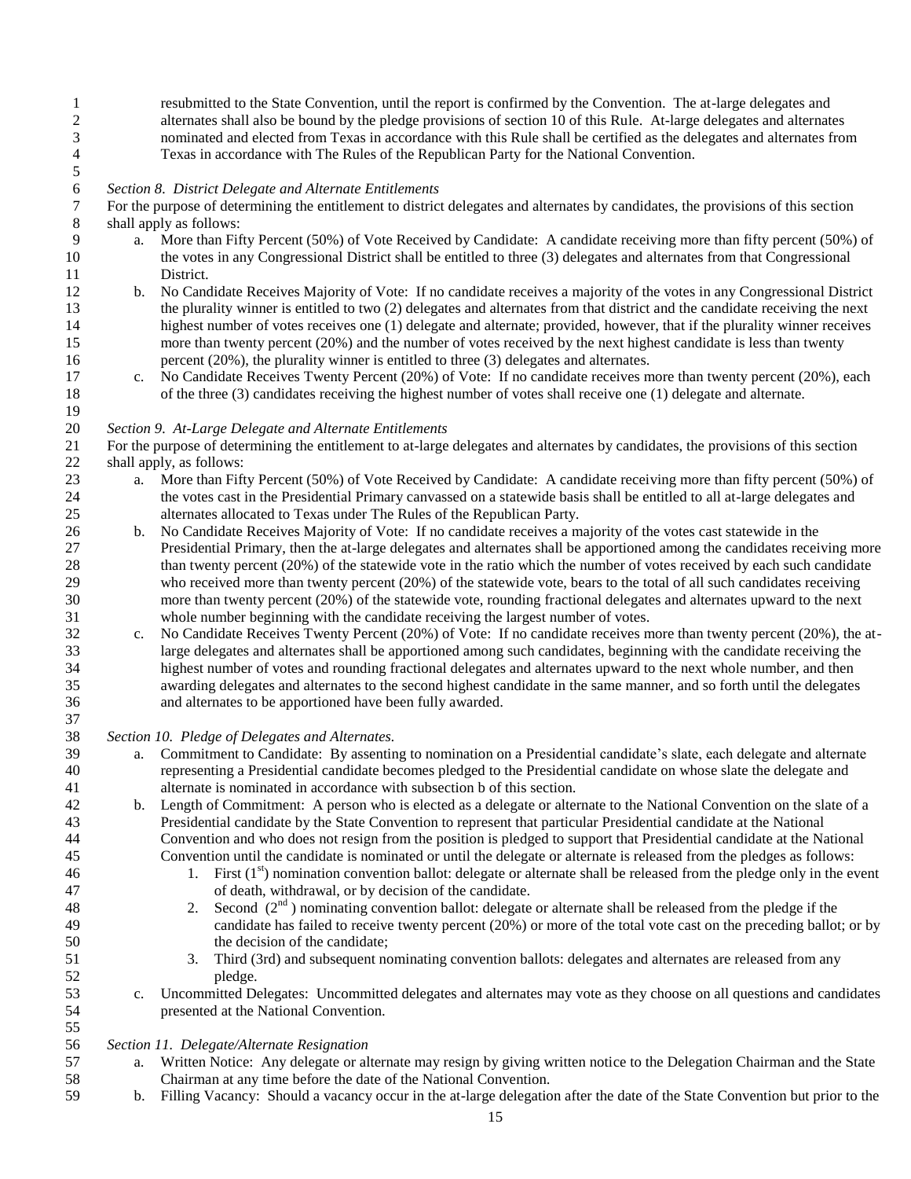resubmitted to the State Convention, until the report is confirmed by the Convention. The at-large delegates and alternates shall also be bound by the pledge provisions of section 10 of this Rule. At-large delegates and alternates nominated and elected from Texas in accordance with this Rule shall be certified as the delegates and alternates from Texas in accordance with The Rules of the Republican Party for the National Convention.

*Section 8. District Delegate and Alternate Entitlements*

For the purpose of determining the entitlement to district delegates and alternates by candidates, the provisions of this section shall apply as follows:

a. More than Fifty Percent (50%) of Vote Received by Candidate: A candidate receiving more than fifty percent (50%) of the votes in any Congressional District shall be entitled to three (3) delegates and alternates from that Congressional District.
b. No Candidate Receives Majority of Vote: If no candidate receives a majority of the votes in any Congressional District the plurality winner is entitled to two (2) delegates and alternates from that district and the candidate receiving the next highest number of votes receives one (1) delegate and alternate; provided, however, that if the plurality winner receives more than twenty percent (20%) and the number of votes received by the next highest candidate is less than twenty percent (20%), the plurality winner is entitled to three (3) delegates and alternates.
c. No Candidate Receives Twenty Percent (20%) of Vote: If no candidate receives more than twenty percent (20%), each of the three (3) candidates receiving the highest number of votes shall receive one (1) delegate and alternate.

*Section 9. At-Large Delegate and Alternate Entitlements*

For the purpose of determining the entitlement to at-large delegates and alternates by candidates, the provisions of this section shall apply, as follows:

a. More than Fifty Percent (50%) of Vote Received by Candidate: A candidate receiving more than fifty percent (50%) of the votes cast in the Presidential Primary canvassed on a statewide basis shall be entitled to all at-large delegates and alternates allocated to Texas under The Rules of the Republican Party.
b. No Candidate Receives Majority of Vote: If no candidate receives a majority of the votes cast statewide in the Presidential Primary, then the at-large delegates and alternates shall be apportioned among the candidates receiving more than twenty percent (20%) of the statewide vote in the ratio which the number of votes received by each such candidate who received more than twenty percent (20%) of the statewide vote, bears to the total of all such candidates receiving more than twenty percent (20%) of the statewide vote, rounding fractional delegates and alternates upward to the next whole number beginning with the candidate receiving the largest number of votes.
c. No Candidate Receives Twenty Percent (20%) of Vote: If no candidate receives more than twenty percent (20%), the at-large delegates and alternates shall be apportioned among such candidates, beginning with the candidate receiving the highest number of votes and rounding fractional delegates and alternates upward to the next whole number, and then awarding delegates and alternates to the second highest candidate in the same manner, and so forth until the delegates and alternates to be apportioned have been fully awarded.

*Section 10. Pledge of Delegates and Alternates.*

a. Commitment to Candidate: By assenting to nomination on a Presidential candidate's slate, each delegate and alternate representing a Presidential candidate becomes pledged to the Presidential candidate on whose slate the delegate and alternate is nominated in accordance with subsection b of this section.
b. Length of Commitment: A person who is elected as a delegate or alternate to the National Convention on the slate of a Presidential candidate by the State Convention to represent that particular Presidential candidate at the National Convention and who does not resign from the position is pledged to support that Presidential candidate at the National Convention until the candidate is nominated or until the delegate or alternate is released from the pledges as follows:
    1. First ($1^{st}$) nomination convention ballot: delegate or alternate shall be released from the pledge only in the event of death, withdrawal, or by decision of the candidate.
    2. Second ($2^{nd}$) nominating convention ballot: delegate or alternate shall be released from the pledge if the candidate has failed to receive twenty percent (20%) or more of the total vote cast on the preceding ballot; or by the decision of the candidate;
    3. Third (3rd) and subsequent nominating convention ballots: delegates and alternates are released from any pledge.
c. Uncommitted Delegates: Uncommitted delegates and alternates may vote as they choose on all questions and candidates presented at the National Convention.

*Section 11. Delegate/Alternate Resignation*

a. Written Notice: Any delegate or alternate may resign by giving written notice to the Delegation Chairman and the State Chairman at any time before the date of the National Convention.
b. Filling Vacancy: Should a vacancy occur in the at-large delegation after the date of the State Convention but prior to the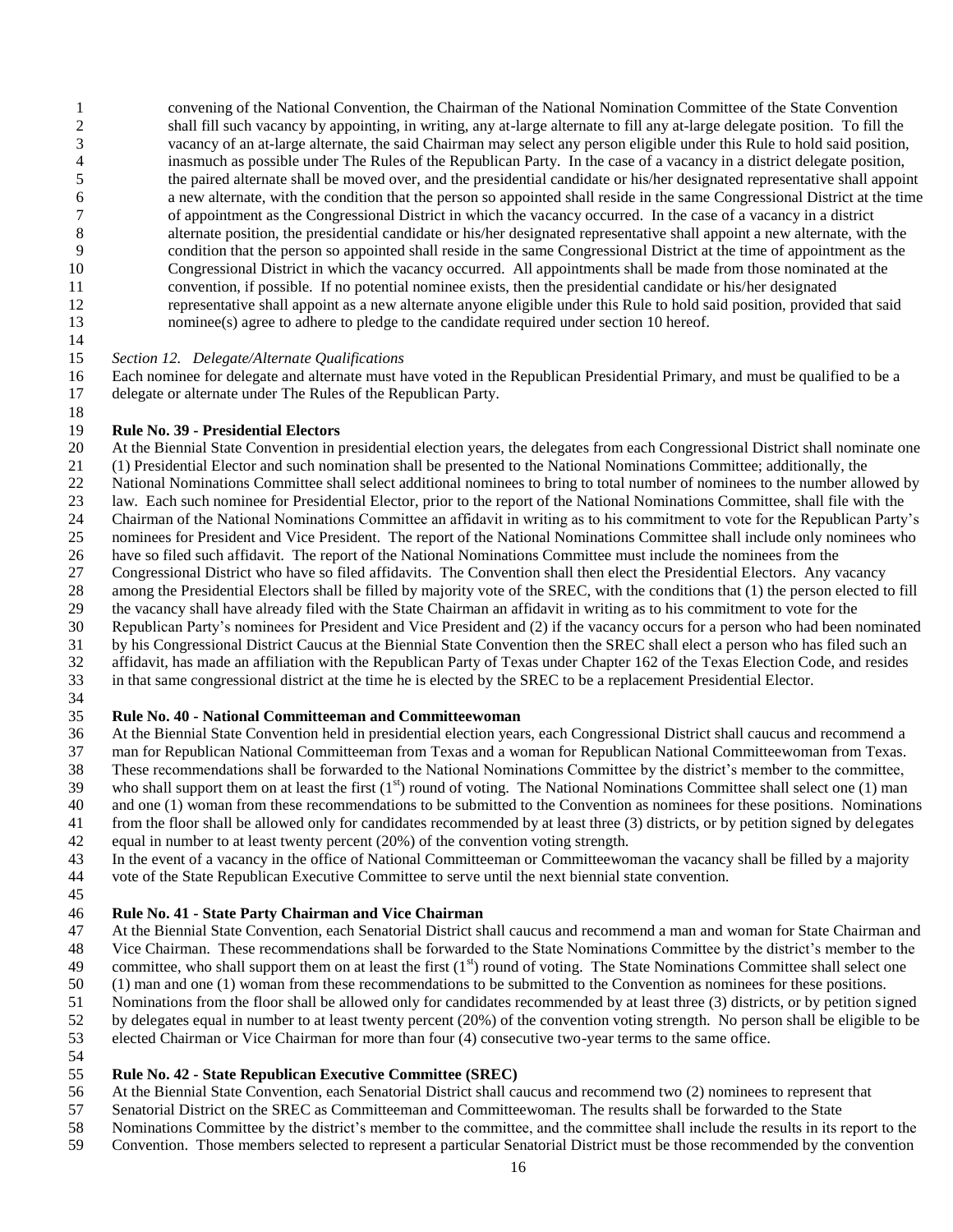convening of the National Convention, the Chairman of the National Nomination Committee of the State Convention shall fill such vacancy by appointing, in writing, any at-large alternate to fill any at-large delegate position. To fill the vacancy of an at-large alternate, the said Chairman may select any person eligible under this Rule to hold said position, inasmuch as possible under The Rules of the Republican Party. In the case of a vacancy in a district delegate position, the paired alternate shall be moved over, and the presidential candidate or his/her designated representative shall appoint a new alternate, with the condition that the person so appointed shall reside in the same Congressional District at the time of appointment as the Congressional District in which the vacancy occurred. In the case of a vacancy in a district alternate position, the presidential candidate or his/her designated representative shall appoint a new alternate, with the condition that the person so appointed shall reside in the same Congressional District at the time of appointment as the Congressional District in which the vacancy occurred. All appointments shall be made from those nominated at the convention, if possible. If no potential nominee exists, then the presidential candidate or his/her designated representative shall appoint as a new alternate anyone eligible under this Rule to hold said position, provided that said nominee(s) agree to adhere to pledge to the candidate required under section 10 hereof.

*Section 12. Delegate/Alternate Qualifications*

Each nominee for delegate and alternate must have voted in the Republican Presidential Primary, and must be qualified to be a delegate or alternate under The Rules of the Republican Party.

**Rule No. 39 - Presidential Electors**

At the Biennial State Convention in presidential election years, the delegates from each Congressional District shall nominate one (1) Presidential Elector and such nomination shall be presented to the National Nominations Committee; additionally, the National Nominations Committee shall select additional nominees to bring to total number of nominees to the number allowed by law. Each such nominee for Presidential Elector, prior to the report of the National Nominations Committee, shall file with the Chairman of the National Nominations Committee an affidavit in writing as to his commitment to vote for the Republican Party's nominees for President and Vice President. The report of the National Nominations Committee shall include only nominees who have so filed such affidavit. The report of the National Nominations Committee must include the nominees from the Congressional District who have so filed affidavits. The Convention shall then elect the Presidential Electors. Any vacancy among the Presidential Electors shall be filled by majority vote of the SREC, with the conditions that (1) the person elected to fill the vacancy shall have already filed with the State Chairman an affidavit in writing as to his commitment to vote for the Republican Party's nominees for President and Vice President and (2) if the vacancy occurs for a person who had been nominated by his Congressional District Caucus at the Biennial State Convention then the SREC shall elect a person who has filed such an affidavit, has made an affiliation with the Republican Party of Texas under Chapter 162 of the Texas Election Code, and resides in that same congressional district at the time he is elected by the SREC to be a replacement Presidential Elector.

**Rule No. 40 - National Committeeman and Committeewoman**

At the Biennial State Convention held in presidential election years, each Congressional District shall caucus and recommend a man for Republican National Committeeman from Texas and a woman for Republican National Committeewoman from Texas. These recommendations shall be forwarded to the National Nominations Committee by the district's member to the committee, who shall support them on at least the first (1st) round of voting. The National Nominations Committee shall select one (1) man and one (1) woman from these recommendations to be submitted to the Convention as nominees for these positions. Nominations from the floor shall be allowed only for candidates recommended by at least three (3) districts, or by petition signed by delegates equal in number to at least twenty percent (20%) of the convention voting strength.

In the event of a vacancy in the office of National Committeeman or Committeewoman the vacancy shall be filled by a majority vote of the State Republican Executive Committee to serve until the next biennial state convention.

**Rule No. 41 - State Party Chairman and Vice Chairman**

At the Biennial State Convention, each Senatorial District shall caucus and recommend a man and woman for State Chairman and Vice Chairman. These recommendations shall be forwarded to the State Nominations Committee by the district's member to the committee, who shall support them on at least the first (1st) round of voting. The State Nominations Committee shall select one (1) man and one (1) woman from these recommendations to be submitted to the Convention as nominees for these positions. Nominations from the floor shall be allowed only for candidates recommended by at least three (3) districts, or by petition signed by delegates equal in number to at least twenty percent (20%) of the convention voting strength. No person shall be eligible to be elected Chairman or Vice Chairman for more than four (4) consecutive two-year terms to the same office.

**Rule No. 42 - State Republican Executive Committee (SREC)**

At the Biennial State Convention, each Senatorial District shall caucus and recommend two (2) nominees to represent that Senatorial District on the SREC as Committeeman and Committeewoman. The results shall be forwarded to the State Nominations Committee by the district's member to the committee, and the committee shall include the results in its report to the Convention. Those members selected to represent a particular Senatorial District must be those recommended by the convention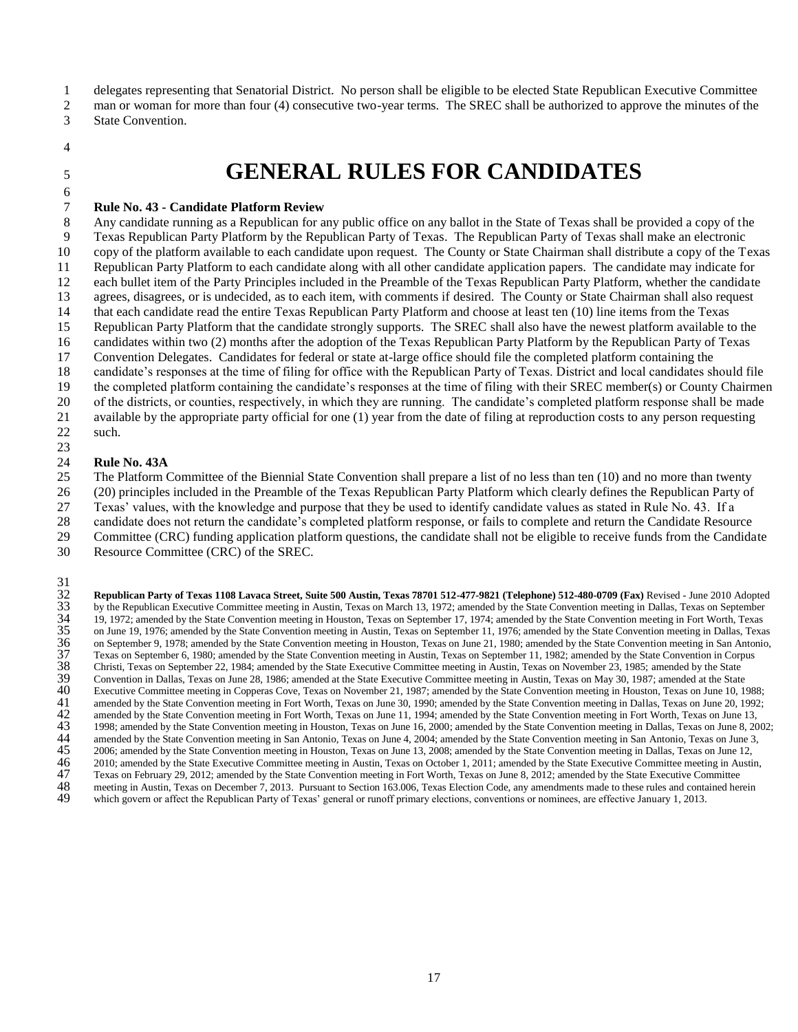delegates representing that Senatorial District. No person shall be eligible to be elected State Republican Executive Committee man or woman for more than four (4) consecutive two-year terms. The SREC shall be authorized to approve the minutes of the State Convention.

# GENERAL RULES FOR CANDIDATES

**Rule No. 43 - Candidate Platform Review**

Any candidate running as a Republican for any public office on any ballot in the State of Texas shall be provided a copy of the Texas Republican Party Platform by the Republican Party of Texas. The Republican Party of Texas shall make an electronic copy of the platform available to each candidate upon request. The County or State Chairman shall distribute a copy of the Texas Republican Party Platform to each candidate along with all other candidate application papers. The candidate may indicate for each bullet item of the Party Principles included in the Preamble of the Texas Republican Party Platform, whether the candidate agrees, disagrees, or is undecided, as to each item, with comments if desired. The County or State Chairman shall also request that each candidate read the entire Texas Republican Party Platform and choose at least ten (10) line items from the Texas Republican Party Platform that the candidate strongly supports. The SREC shall also have the newest platform available to the candidates within two (2) months after the adoption of the Texas Republican Party Platform by the Republican Party of Texas Convention Delegates. Candidates for federal or state at-large office should file the completed platform containing the candidate's responses at the time of filing for office with the Republican Party of Texas. District and local candidates should file the completed platform containing the candidate's responses at the time of filing with their SREC member(s) or County Chairmen of the districts, or counties, respectively, in which they are running. The candidate's completed platform response shall be made available by the appropriate party official for one (1) year from the date of filing at reproduction costs to any person requesting such.

**Rule No. 43A**

The Platform Committee of the Biennial State Convention shall prepare a list of no less than ten (10) and no more than twenty (20) principles included in the Preamble of the Texas Republican Party Platform which clearly defines the Republican Party of Texas' values, with the knowledge and purpose that they be used to identify candidate values as stated in Rule No. 43. If a candidate does not return the candidate's completed platform response, or fails to complete and return the Candidate Resource Committee (CRC) funding application platform questions, the candidate shall not be eligible to receive funds from the Candidate Resource Committee (CRC) of the SREC.

**Republican Party of Texas 1108 Lavaca Street, Suite 500 Austin, Texas 78701 512-477-9821 (Telephone) 512-480-0709 (Fax)** Revised - June 2010 Adopted by the Republican Executive Committee meeting in Austin, Texas on March 13, 1972; amended by the State Convention meeting in Dallas, Texas on September 19, 1972; amended by the State Convention meeting in Houston, Texas on September 17, 1974; amended by the State Convention meeting in Fort Worth, Texas on June 19, 1976; amended by the State Convention meeting in Austin, Texas on September 11, 1976; amended by the State Convention meeting in Dallas, Texas on September 9, 1978; amended by the State Convention meeting in Houston, Texas on June 21, 1980; amended by the State Convention meeting in San Antonio, Texas on September 6, 1980; amended by the State Convention meeting in Austin, Texas on September 11, 1982; amended by the State Convention in Corpus Christi, Texas on September 22, 1984; amended by the State Executive Committee meeting in Austin, Texas on November 23, 1985; amended by the State Convention in Dallas, Texas on June 28, 1986; amended at the State Executive Committee meeting in Austin, Texas on May 30, 1987; amended at the State Executive Committee meeting in Copperas Cove, Texas on November 21, 1987; amended by the State Convention meeting in Houston, Texas on June 10, 1988; amended by the State Convention meeting in Fort Worth, Texas on June 30, 1990; amended by the State Convention meeting in Dallas, Texas on June 20, 1992; amended by the State Convention meeting in Fort Worth, Texas on June 11, 1994; amended by the State Convention meeting in Fort Worth, Texas on June 13, 1998; amended by the State Convention meeting in Houston, Texas on June 16, 2000; amended by the State Convention meeting in Dallas, Texas on June 8, 2002; amended by the State Convention meeting in San Antonio, Texas on June 4, 2004; amended by the State Convention meeting in San Antonio, Texas on June 3, 2006; amended by the State Convention meeting in Houston, Texas on June 13, 2008; amended by the State Convention meeting in Dallas, Texas on June 12, 2010; amended by the State Executive Committee meeting in Austin, Texas on October 1, 2011; amended by the State Executive Committee meeting in Austin, Texas on February 29, 2012; amended by the State Convention meeting in Fort Worth, Texas on June 8, 2012; amended by the State Executive Committee meeting in Austin, Texas on December 7, 2013. Pursuant to Section 163.006, Texas Election Code, any amendments made to these rules and contained herein which govern or affect the Republican Party of Texas' general or runoff primary elections, conventions or nominees, are effective January 1, 2013.